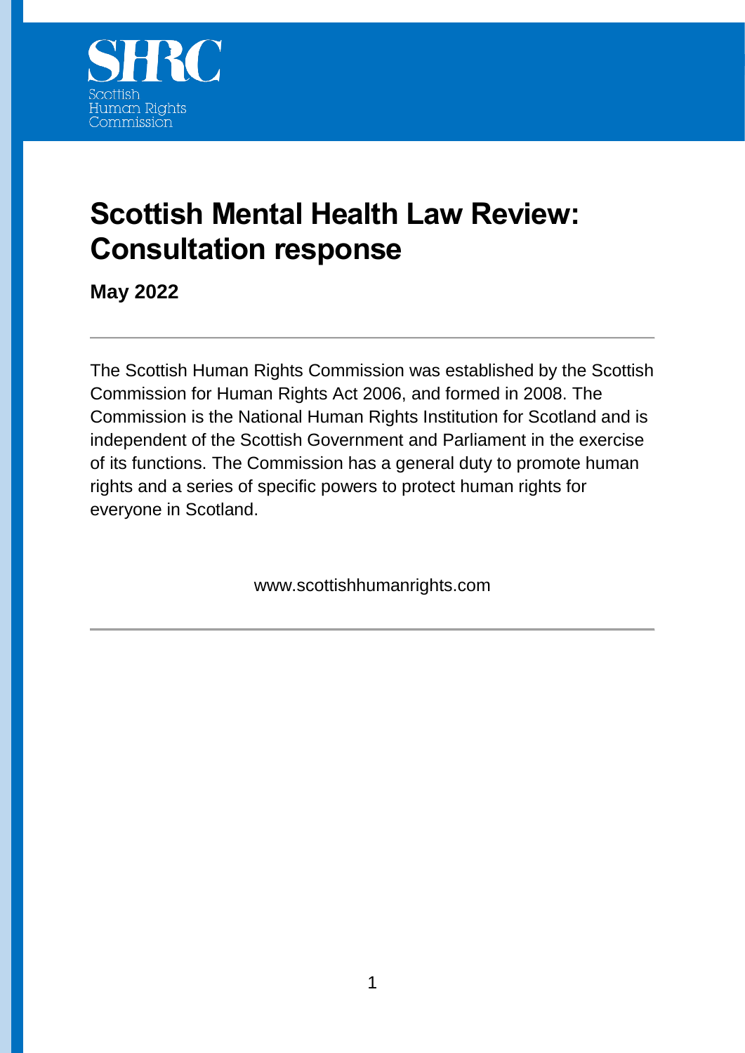SHRC

Scottish Human Rights Commission

# Scottish Mental Health Law Review: Consultation response

**May 2022**

---

The Scottish Human Rights Commission was established by the Scottish Commission for Human Rights Act 2006, and formed in 2008. The Commission is the National Human Rights Institution for Scotland and is independent of the Scottish Government and Parliament in the exercise of its functions. The Commission has a general duty to promote human rights and a series of specific powers to protect human rights for everyone in Scotland.

www.scottishhumanrights.com

---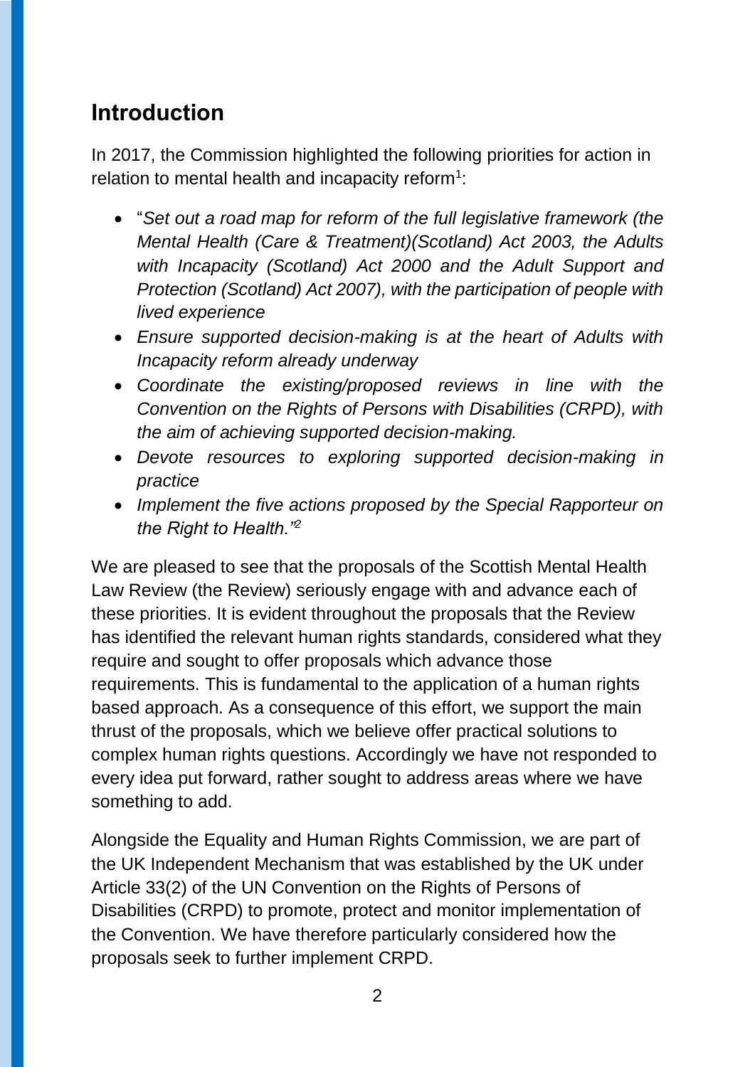## Introduction

In 2017, the Commission highlighted the following priorities for action in relation to mental health and incapacity reform[1]:

- "*Set out a road map for reform of the full legislative framework (the Mental Health (Care & Treatment)(Scotland) Act 2003, the Adults with Incapacity (Scotland) Act 2000 and the Adult Support and Protection (Scotland) Act 2007), with the participation of people with lived experience*
- *Ensure supported decision-making is at the heart of Adults with Incapacity reform already underway*
- *Coordinate the existing/proposed reviews in line with the Convention on the Rights of Persons with Disabilities (CRPD), with the aim of achieving supported decision-making.*
- *Devote resources to exploring supported decision-making in practice*
- *Implement the five actions proposed by the Special Rapporteur on the Right to Health."*[2]

We are pleased to see that the proposals of the Scottish Mental Health Law Review (the Review) seriously engage with and advance each of these priorities. It is evident throughout the proposals that the Review has identified the relevant human rights standards, considered what they require and sought to offer proposals which advance those requirements. This is fundamental to the application of a human rights based approach. As a consequence of this effort, we support the main thrust of the proposals, which we believe offer practical solutions to complex human rights questions. Accordingly we have not responded to every idea put forward, rather sought to address areas where we have something to add.

Alongside the Equality and Human Rights Commission, we are part of the UK Independent Mechanism that was established by the UK under Article 33(2) of the UN Convention on the Rights of Persons of Disabilities (CRPD) to promote, protect and monitor implementation of the Convention. We have therefore particularly considered how the proposals seek to further implement CRPD.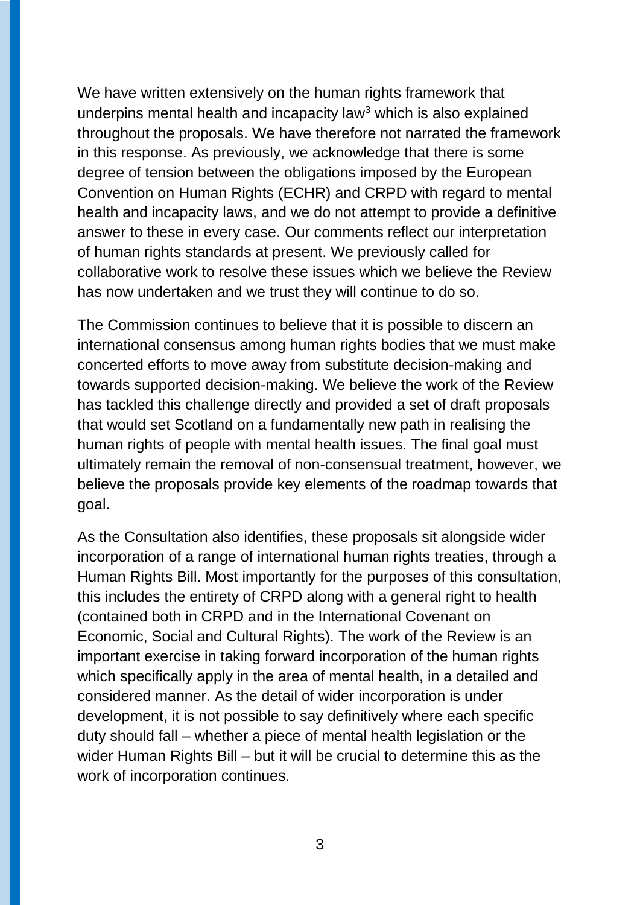We have written extensively on the human rights framework that underpins mental health and incapacity law[3] which is also explained throughout the proposals. We have therefore not narrated the framework in this response. As previously, we acknowledge that there is some degree of tension between the obligations imposed by the European Convention on Human Rights (ECHR) and CRPD with regard to mental health and incapacity laws, and we do not attempt to provide a definitive answer to these in every case. Our comments reflect our interpretation of human rights standards at present. We previously called for collaborative work to resolve these issues which we believe the Review has now undertaken and we trust they will continue to do so.

The Commission continues to believe that it is possible to discern an international consensus among human rights bodies that we must make concerted efforts to move away from substitute decision-making and towards supported decision-making. We believe the work of the Review has tackled this challenge directly and provided a set of draft proposals that would set Scotland on a fundamentally new path in realising the human rights of people with mental health issues. The final goal must ultimately remain the removal of non-consensual treatment, however, we believe the proposals provide key elements of the roadmap towards that goal.

As the Consultation also identifies, these proposals sit alongside wider incorporation of a range of international human rights treaties, through a Human Rights Bill. Most importantly for the purposes of this consultation, this includes the entirety of CRPD along with a general right to health (contained both in CRPD and in the International Covenant on Economic, Social and Cultural Rights). The work of the Review is an important exercise in taking forward incorporation of the human rights which specifically apply in the area of mental health, in a detailed and considered manner. As the detail of wider incorporation is under development, it is not possible to say definitively where each specific duty should fall – whether a piece of mental health legislation or the wider Human Rights Bill – but it will be crucial to determine this as the work of incorporation continues.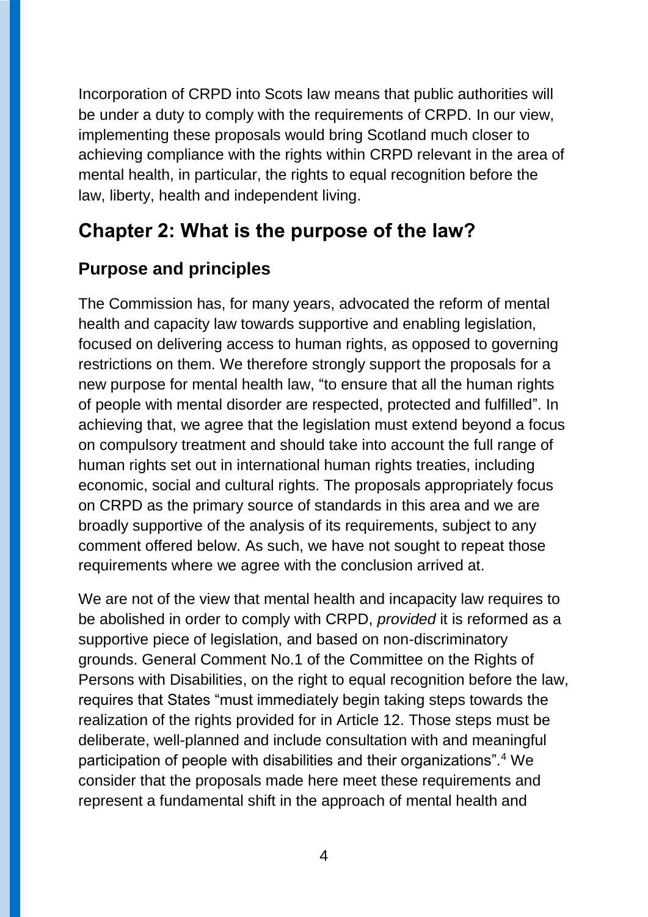Incorporation of CRPD into Scots law means that public authorities will be under a duty to comply with the requirements of CRPD. In our view, implementing these proposals would bring Scotland much closer to achieving compliance with the rights within CRPD relevant in the area of mental health, in particular, the rights to equal recognition before the law, liberty, health and independent living.

## Chapter 2: What is the purpose of the law?

### Purpose and principles

The Commission has, for many years, advocated the reform of mental health and capacity law towards supportive and enabling legislation, focused on delivering access to human rights, as opposed to governing restrictions on them. We therefore strongly support the proposals for a new purpose for mental health law, “to ensure that all the human rights of people with mental disorder are respected, protected and fulfilled”. In achieving that, we agree that the legislation must extend beyond a focus on compulsory treatment and should take into account the full range of human rights set out in international human rights treaties, including economic, social and cultural rights. The proposals appropriately focus on CRPD as the primary source of standards in this area and we are broadly supportive of the analysis of its requirements, subject to any comment offered below. As such, we have not sought to repeat those requirements where we agree with the conclusion arrived at.

We are not of the view that mental health and incapacity law requires to be abolished in order to comply with CRPD, *provided* it is reformed as a supportive piece of legislation, and based on non-discriminatory grounds. General Comment No.1 of the Committee on the Rights of Persons with Disabilities, on the right to equal recognition before the law, requires that States “must immediately begin taking steps towards the realization of the rights provided for in Article 12. Those steps must be deliberate, well-planned and include consultation with and meaningful participation of people with disabilities and their organizations”.[4] We consider that the proposals made here meet these requirements and represent a fundamental shift in the approach of mental health and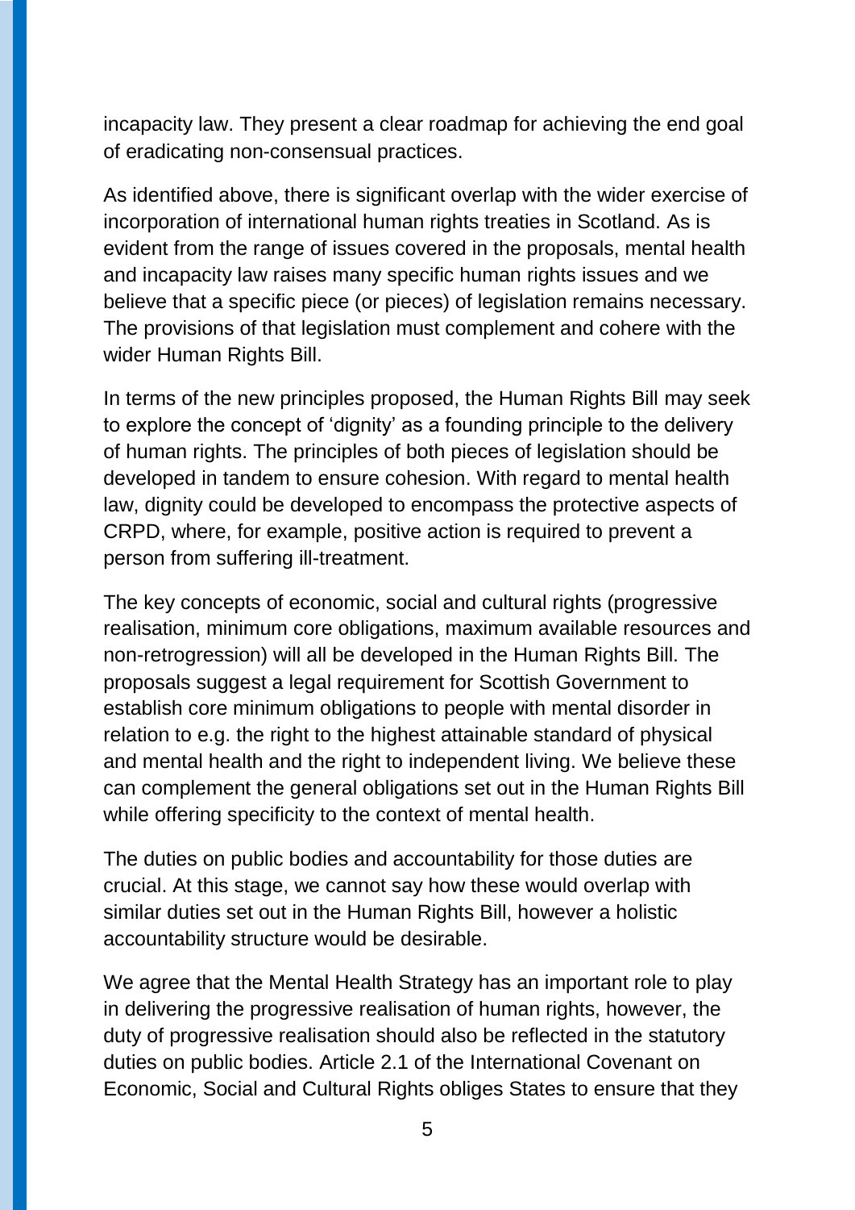incapacity law. They present a clear roadmap for achieving the end goal of eradicating non-consensual practices.

As identified above, there is significant overlap with the wider exercise of incorporation of international human rights treaties in Scotland. As is evident from the range of issues covered in the proposals, mental health and incapacity law raises many specific human rights issues and we believe that a specific piece (or pieces) of legislation remains necessary. The provisions of that legislation must complement and cohere with the wider Human Rights Bill.

In terms of the new principles proposed, the Human Rights Bill may seek to explore the concept of 'dignity' as a founding principle to the delivery of human rights. The principles of both pieces of legislation should be developed in tandem to ensure cohesion. With regard to mental health law, dignity could be developed to encompass the protective aspects of CRPD, where, for example, positive action is required to prevent a person from suffering ill-treatment.

The key concepts of economic, social and cultural rights (progressive realisation, minimum core obligations, maximum available resources and non-retrogression) will all be developed in the Human Rights Bill. The proposals suggest a legal requirement for Scottish Government to establish core minimum obligations to people with mental disorder in relation to e.g. the right to the highest attainable standard of physical and mental health and the right to independent living. We believe these can complement the general obligations set out in the Human Rights Bill while offering specificity to the context of mental health.

The duties on public bodies and accountability for those duties are crucial. At this stage, we cannot say how these would overlap with similar duties set out in the Human Rights Bill, however a holistic accountability structure would be desirable.

We agree that the Mental Health Strategy has an important role to play in delivering the progressive realisation of human rights, however, the duty of progressive realisation should also be reflected in the statutory duties on public bodies. Article 2.1 of the International Covenant on Economic, Social and Cultural Rights obliges States to ensure that they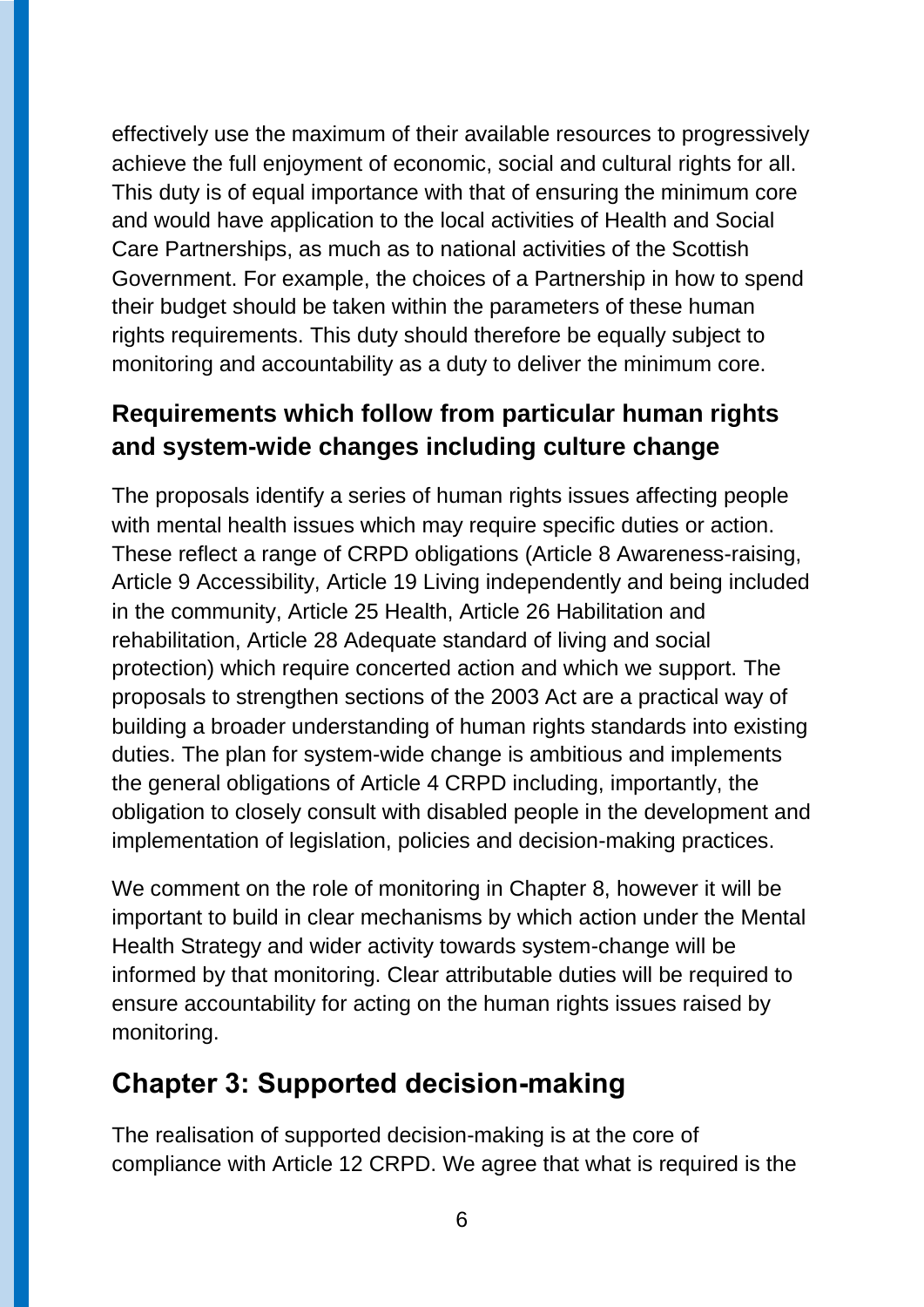effectively use the maximum of their available resources to progressively achieve the full enjoyment of economic, social and cultural rights for all. This duty is of equal importance with that of ensuring the minimum core and would have application to the local activities of Health and Social Care Partnerships, as much as to national activities of the Scottish Government. For example, the choices of a Partnership in how to spend their budget should be taken within the parameters of these human rights requirements. This duty should therefore be equally subject to monitoring and accountability as a duty to deliver the minimum core.

### Requirements which follow from particular human rights and system-wide changes including culture change

The proposals identify a series of human rights issues affecting people with mental health issues which may require specific duties or action. These reflect a range of CRPD obligations (Article 8 Awareness-raising, Article 9 Accessibility, Article 19 Living independently and being included in the community, Article 25 Health, Article 26 Habilitation and rehabilitation, Article 28 Adequate standard of living and social protection) which require concerted action and which we support. The proposals to strengthen sections of the 2003 Act are a practical way of building a broader understanding of human rights standards into existing duties. The plan for system-wide change is ambitious and implements the general obligations of Article 4 CRPD including, importantly, the obligation to closely consult with disabled people in the development and implementation of legislation, policies and decision-making practices.

We comment on the role of monitoring in Chapter 8, however it will be important to build in clear mechanisms by which action under the Mental Health Strategy and wider activity towards system-change will be informed by that monitoring. Clear attributable duties will be required to ensure accountability for acting on the human rights issues raised by monitoring.

## Chapter 3: Supported decision-making

The realisation of supported decision-making is at the core of compliance with Article 12 CRPD. We agree that what is required is the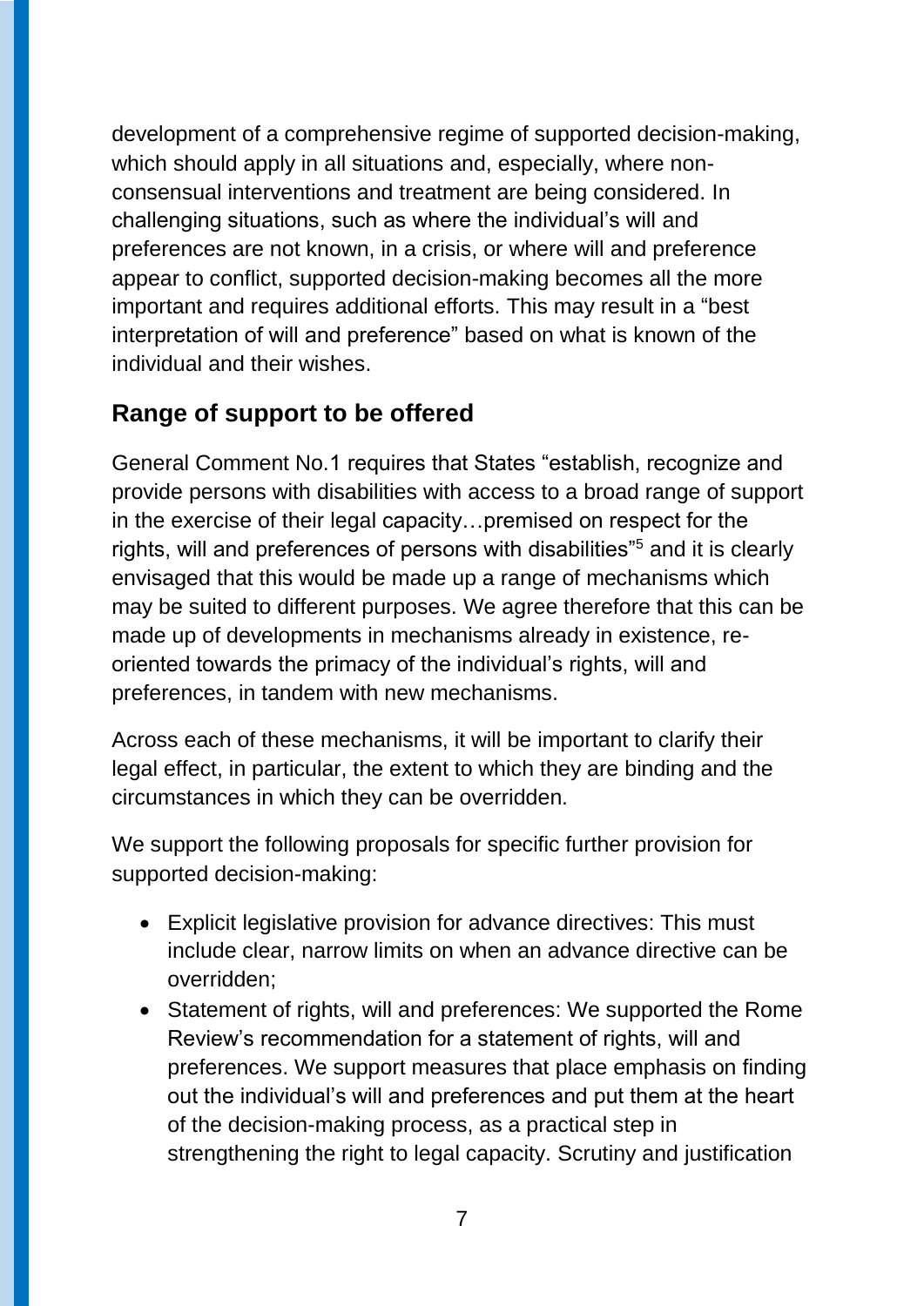development of a comprehensive regime of supported decision-making, which should apply in all situations and, especially, where non-consensual interventions and treatment are being considered. In challenging situations, such as where the individual's will and preferences are not known, in a crisis, or where will and preference appear to conflict, supported decision-making becomes all the more important and requires additional efforts. This may result in a "best interpretation of will and preference" based on what is known of the individual and their wishes.

## Range of support to be offered

General Comment No.1 requires that States "establish, recognize and provide persons with disabilities with access to a broad range of support in the exercise of their legal capacity…premised on respect for the rights, will and preferences of persons with disabilities"[5] and it is clearly envisaged that this would be made up a range of mechanisms which may be suited to different purposes. We agree therefore that this can be made up of developments in mechanisms already in existence, re-oriented towards the primacy of the individual's rights, will and preferences, in tandem with new mechanisms.

Across each of these mechanisms, it will be important to clarify their legal effect, in particular, the extent to which they are binding and the circumstances in which they can be overridden.

We support the following proposals for specific further provision for supported decision-making:

- Explicit legislative provision for advance directives: This must include clear, narrow limits on when an advance directive can be overridden;
- Statement of rights, will and preferences: We supported the Rome Review's recommendation for a statement of rights, will and preferences. We support measures that place emphasis on finding out the individual's will and preferences and put them at the heart of the decision-making process, as a practical step in strengthening the right to legal capacity. Scrutiny and justification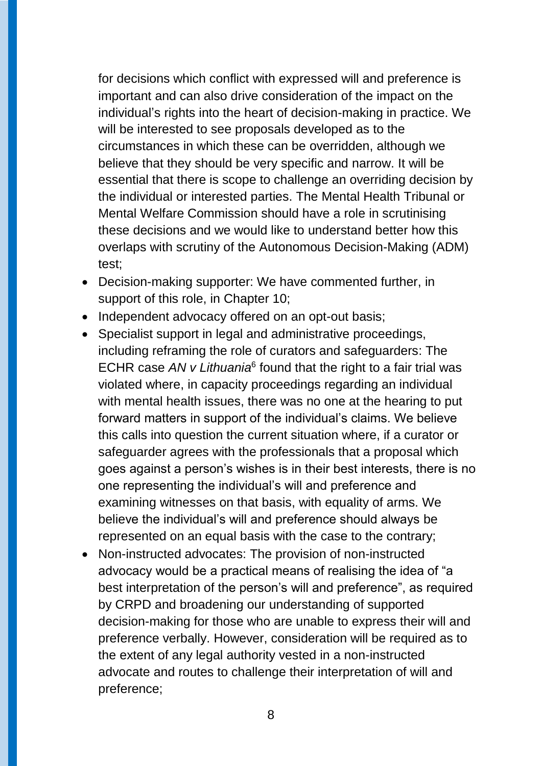for decisions which conflict with expressed will and preference is important and can also drive consideration of the impact on the individual's rights into the heart of decision-making in practice. We will be interested to see proposals developed as to the circumstances in which these can be overridden, although we believe that they should be very specific and narrow. It will be essential that there is scope to challenge an overriding decision by the individual or interested parties. The Mental Health Tribunal or Mental Welfare Commission should have a role in scrutinising these decisions and we would like to understand better how this overlaps with scrutiny of the Autonomous Decision-Making (ADM) test;

- Decision-making supporter: We have commented further, in support of this role, in Chapter 10;
- Independent advocacy offered on an opt-out basis;
- Specialist support in legal and administrative proceedings, including reframing the role of curators and safeguarders: The ECHR case *AN v Lithuania*[6] found that the right to a fair trial was violated where, in capacity proceedings regarding an individual with mental health issues, there was no one at the hearing to put forward matters in support of the individual's claims. We believe this calls into question the current situation where, if a curator or safeguarder agrees with the professionals that a proposal which goes against a person's wishes is in their best interests, there is no one representing the individual's will and preference and examining witnesses on that basis, with equality of arms. We believe the individual's will and preference should always be represented on an equal basis with the case to the contrary;
- Non-instructed advocates: The provision of non-instructed advocacy would be a practical means of realising the idea of "a best interpretation of the person's will and preference", as required by CRPD and broadening our understanding of supported decision-making for those who are unable to express their will and preference verbally. However, consideration will be required as to the extent of any legal authority vested in a non-instructed advocate and routes to challenge their interpretation of will and preference;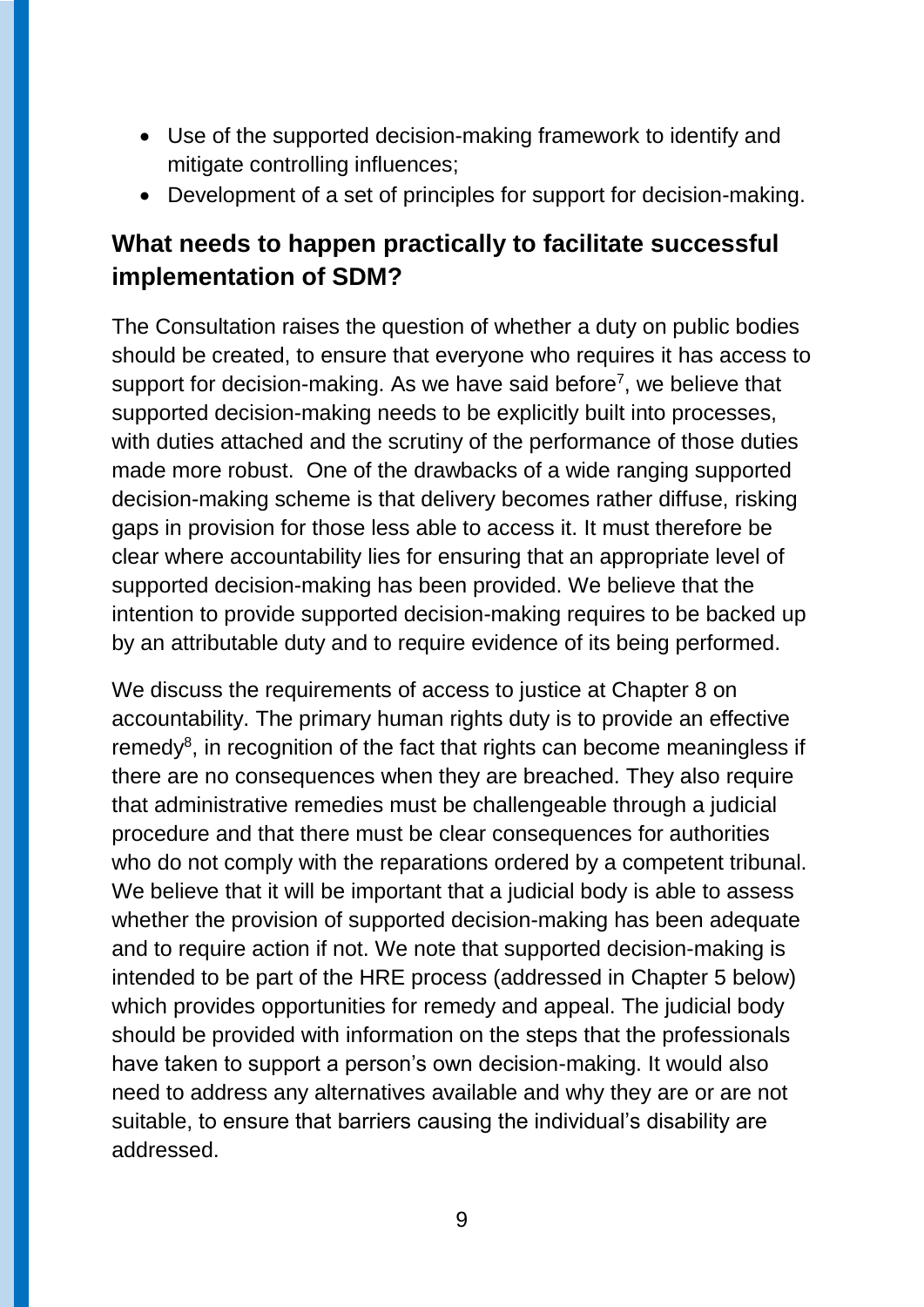- Use of the supported decision-making framework to identify and mitigate controlling influences;
- Development of a set of principles for support for decision-making.

## What needs to happen practically to facilitate successful implementation of SDM?

The Consultation raises the question of whether a duty on public bodies should be created, to ensure that everyone who requires it has access to support for decision-making. As we have said before[7], we believe that supported decision-making needs to be explicitly built into processes, with duties attached and the scrutiny of the performance of those duties made more robust. One of the drawbacks of a wide ranging supported decision-making scheme is that delivery becomes rather diffuse, risking gaps in provision for those less able to access it. It must therefore be clear where accountability lies for ensuring that an appropriate level of supported decision-making has been provided. We believe that the intention to provide supported decision-making requires to be backed up by an attributable duty and to require evidence of its being performed.

We discuss the requirements of access to justice at Chapter 8 on accountability. The primary human rights duty is to provide an effective remedy[8], in recognition of the fact that rights can become meaningless if there are no consequences when they are breached. They also require that administrative remedies must be challengeable through a judicial procedure and that there must be clear consequences for authorities who do not comply with the reparations ordered by a competent tribunal. We believe that it will be important that a judicial body is able to assess whether the provision of supported decision-making has been adequate and to require action if not. We note that supported decision-making is intended to be part of the HRE process (addressed in Chapter 5 below) which provides opportunities for remedy and appeal. The judicial body should be provided with information on the steps that the professionals have taken to support a person's own decision-making. It would also need to address any alternatives available and why they are or are not suitable, to ensure that barriers causing the individual's disability are addressed.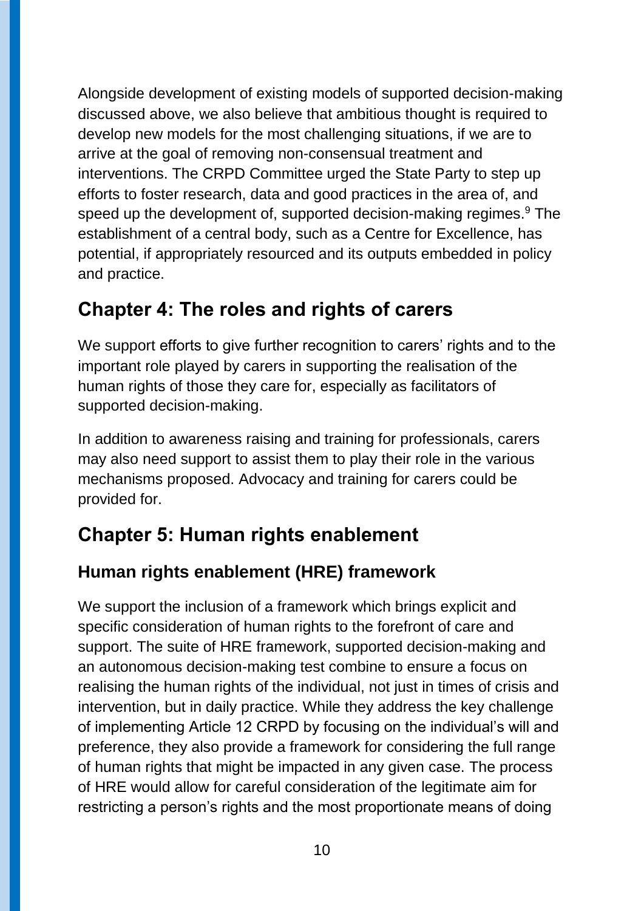Alongside development of existing models of supported decision-making discussed above, we also believe that ambitious thought is required to develop new models for the most challenging situations, if we are to arrive at the goal of removing non-consensual treatment and interventions. The CRPD Committee urged the State Party to step up efforts to foster research, data and good practices in the area of, and speed up the development of, supported decision-making regimes.[9] The establishment of a central body, such as a Centre for Excellence, has potential, if appropriately resourced and its outputs embedded in policy and practice.

## Chapter 4: The roles and rights of carers

We support efforts to give further recognition to carers' rights and to the important role played by carers in supporting the realisation of the human rights of those they care for, especially as facilitators of supported decision-making.

In addition to awareness raising and training for professionals, carers may also need support to assist them to play their role in the various mechanisms proposed. Advocacy and training for carers could be provided for.

## Chapter 5: Human rights enablement

### Human rights enablement (HRE) framework

We support the inclusion of a framework which brings explicit and specific consideration of human rights to the forefront of care and support. The suite of HRE framework, supported decision-making and an autonomous decision-making test combine to ensure a focus on realising the human rights of the individual, not just in times of crisis and intervention, but in daily practice. While they address the key challenge of implementing Article 12 CRPD by focusing on the individual's will and preference, they also provide a framework for considering the full range of human rights that might be impacted in any given case. The process of HRE would allow for careful consideration of the legitimate aim for restricting a person's rights and the most proportionate means of doing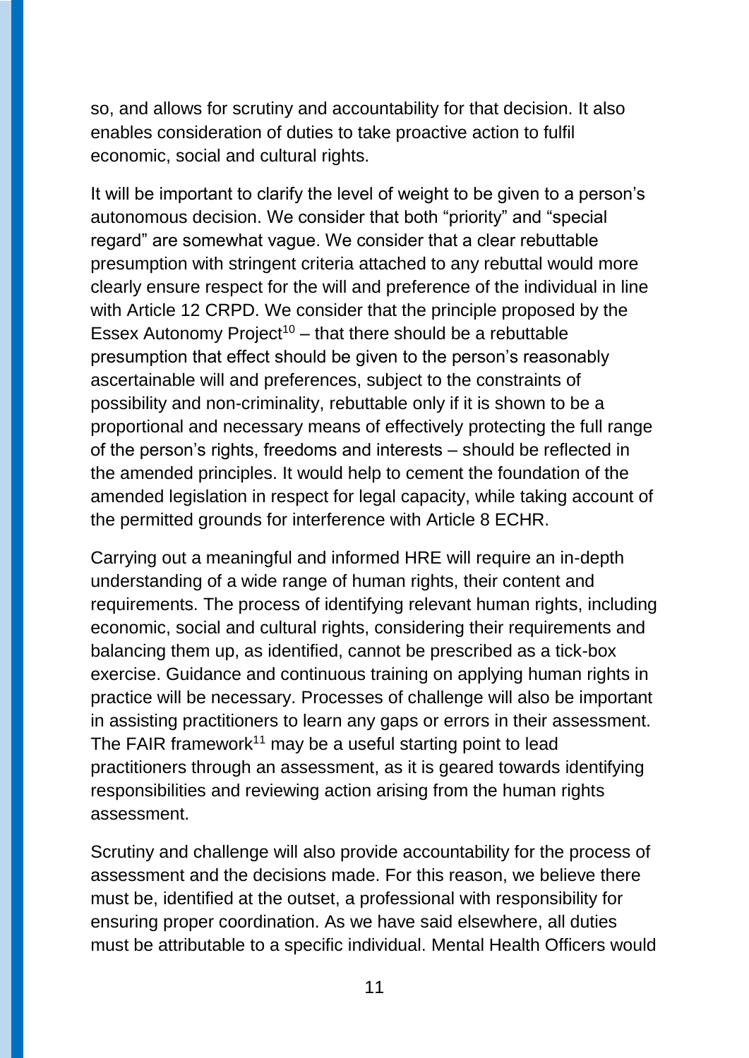so, and allows for scrutiny and accountability for that decision. It also enables consideration of duties to take proactive action to fulfil economic, social and cultural rights.

It will be important to clarify the level of weight to be given to a person's autonomous decision. We consider that both "priority" and "special regard" are somewhat vague. We consider that a clear rebuttable presumption with stringent criteria attached to any rebuttal would more clearly ensure respect for the will and preference of the individual in line with Article 12 CRPD. We consider that the principle proposed by the Essex Autonomy Project[10] – that there should be a rebuttable presumption that effect should be given to the person's reasonably ascertainable will and preferences, subject to the constraints of possibility and non-criminality, rebuttable only if it is shown to be a proportional and necessary means of effectively protecting the full range of the person's rights, freedoms and interests – should be reflected in the amended principles. It would help to cement the foundation of the amended legislation in respect for legal capacity, while taking account of the permitted grounds for interference with Article 8 ECHR.

Carrying out a meaningful and informed HRE will require an in-depth understanding of a wide range of human rights, their content and requirements. The process of identifying relevant human rights, including economic, social and cultural rights, considering their requirements and balancing them up, as identified, cannot be prescribed as a tick-box exercise. Guidance and continuous training on applying human rights in practice will be necessary. Processes of challenge will also be important in assisting practitioners to learn any gaps or errors in their assessment. The FAIR framework[11] may be a useful starting point to lead practitioners through an assessment, as it is geared towards identifying responsibilities and reviewing action arising from the human rights assessment.

Scrutiny and challenge will also provide accountability for the process of assessment and the decisions made. For this reason, we believe there must be, identified at the outset, a professional with responsibility for ensuring proper coordination. As we have said elsewhere, all duties must be attributable to a specific individual. Mental Health Officers would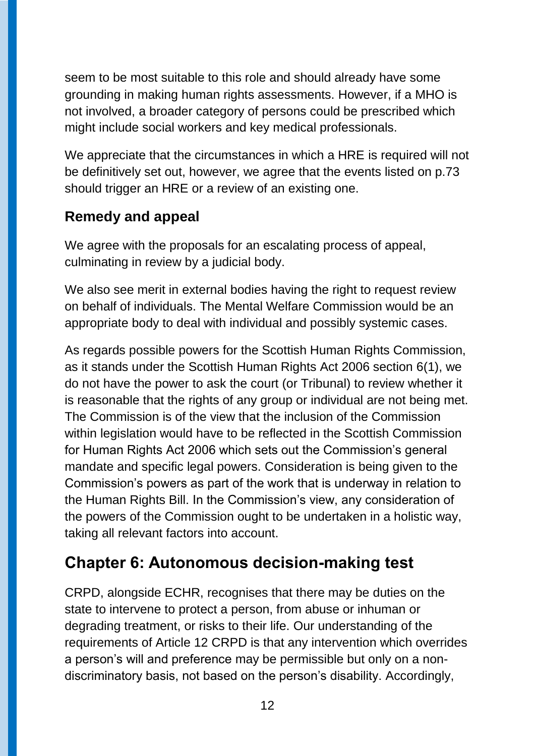seem to be most suitable to this role and should already have some grounding in making human rights assessments. However, if a MHO is not involved, a broader category of persons could be prescribed which might include social workers and key medical professionals.

We appreciate that the circumstances in which a HRE is required will not be definitively set out, however, we agree that the events listed on p.73 should trigger an HRE or a review of an existing one.

### Remedy and appeal

We agree with the proposals for an escalating process of appeal, culminating in review by a judicial body.

We also see merit in external bodies having the right to request review on behalf of individuals. The Mental Welfare Commission would be an appropriate body to deal with individual and possibly systemic cases.

As regards possible powers for the Scottish Human Rights Commission, as it stands under the Scottish Human Rights Act 2006 section 6(1), we do not have the power to ask the court (or Tribunal) to review whether it is reasonable that the rights of any group or individual are not being met. The Commission is of the view that the inclusion of the Commission within legislation would have to be reflected in the Scottish Commission for Human Rights Act 2006 which sets out the Commission's general mandate and specific legal powers. Consideration is being given to the Commission's powers as part of the work that is underway in relation to the Human Rights Bill. In the Commission's view, any consideration of the powers of the Commission ought to be undertaken in a holistic way, taking all relevant factors into account.

## Chapter 6: Autonomous decision-making test

CRPD, alongside ECHR, recognises that there may be duties on the state to intervene to protect a person, from abuse or inhuman or degrading treatment, or risks to their life. Our understanding of the requirements of Article 12 CRPD is that any intervention which overrides a person's will and preference may be permissible but only on a non-discriminatory basis, not based on the person's disability. Accordingly,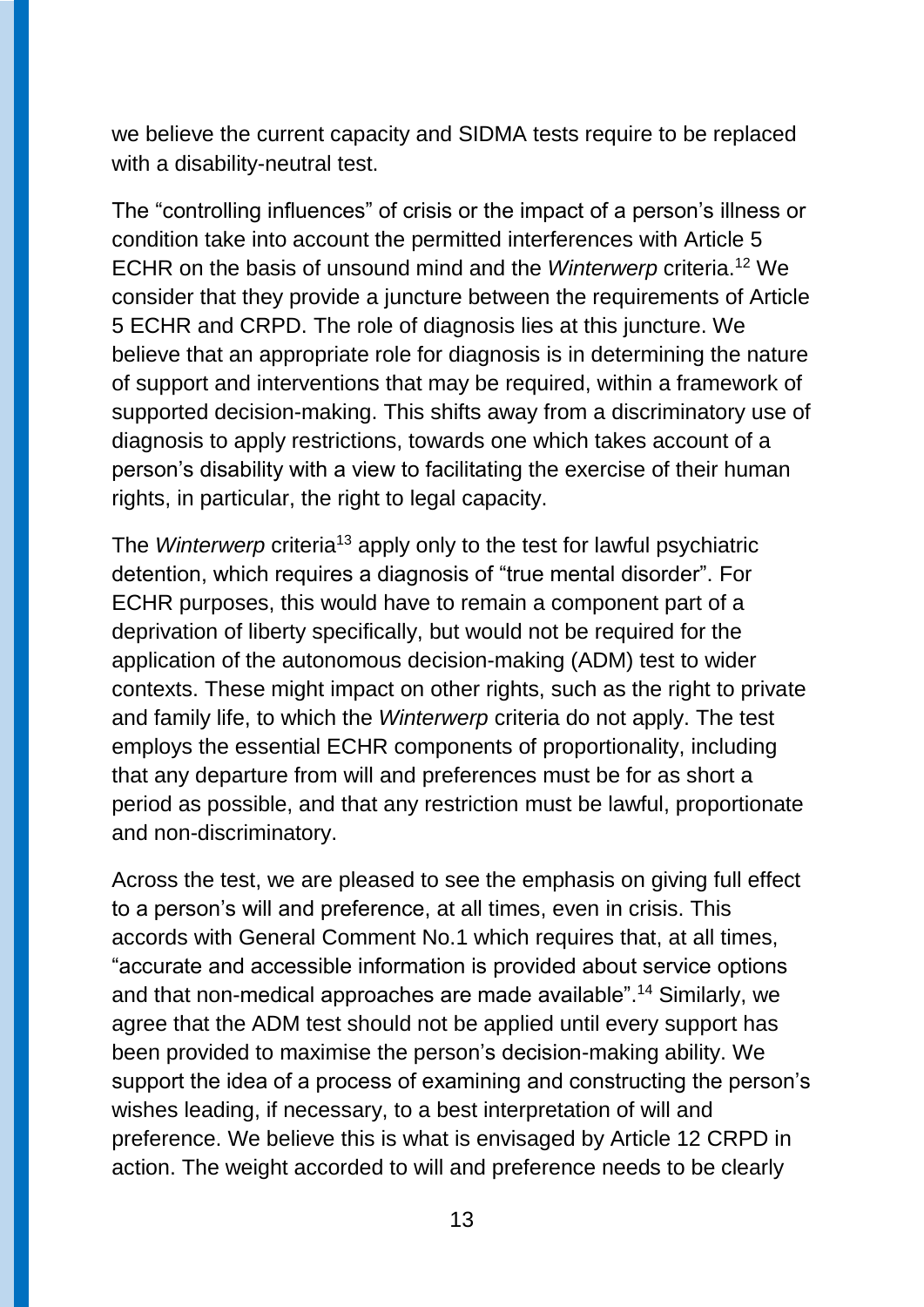we believe the current capacity and SIDMA tests require to be replaced with a disability-neutral test.

The "controlling influences" of crisis or the impact of a person's illness or condition take into account the permitted interferences with Article 5 ECHR on the basis of unsound mind and the *Winterwerp* criteria.[12] We consider that they provide a juncture between the requirements of Article 5 ECHR and CRPD. The role of diagnosis lies at this juncture. We believe that an appropriate role for diagnosis is in determining the nature of support and interventions that may be required, within a framework of supported decision-making. This shifts away from a discriminatory use of diagnosis to apply restrictions, towards one which takes account of a person's disability with a view to facilitating the exercise of their human rights, in particular, the right to legal capacity.

The *Winterwerp* criteria[13] apply only to the test for lawful psychiatric detention, which requires a diagnosis of "true mental disorder". For ECHR purposes, this would have to remain a component part of a deprivation of liberty specifically, but would not be required for the application of the autonomous decision-making (ADM) test to wider contexts. These might impact on other rights, such as the right to private and family life, to which the *Winterwerp* criteria do not apply. The test employs the essential ECHR components of proportionality, including that any departure from will and preferences must be for as short a period as possible, and that any restriction must be lawful, proportionate and non-discriminatory.

Across the test, we are pleased to see the emphasis on giving full effect to a person's will and preference, at all times, even in crisis. This accords with General Comment No.1 which requires that, at all times, "accurate and accessible information is provided about service options and that non-medical approaches are made available".[14] Similarly, we agree that the ADM test should not be applied until every support has been provided to maximise the person's decision-making ability. We support the idea of a process of examining and constructing the person's wishes leading, if necessary, to a best interpretation of will and preference. We believe this is what is envisaged by Article 12 CRPD in action. The weight accorded to will and preference needs to be clearly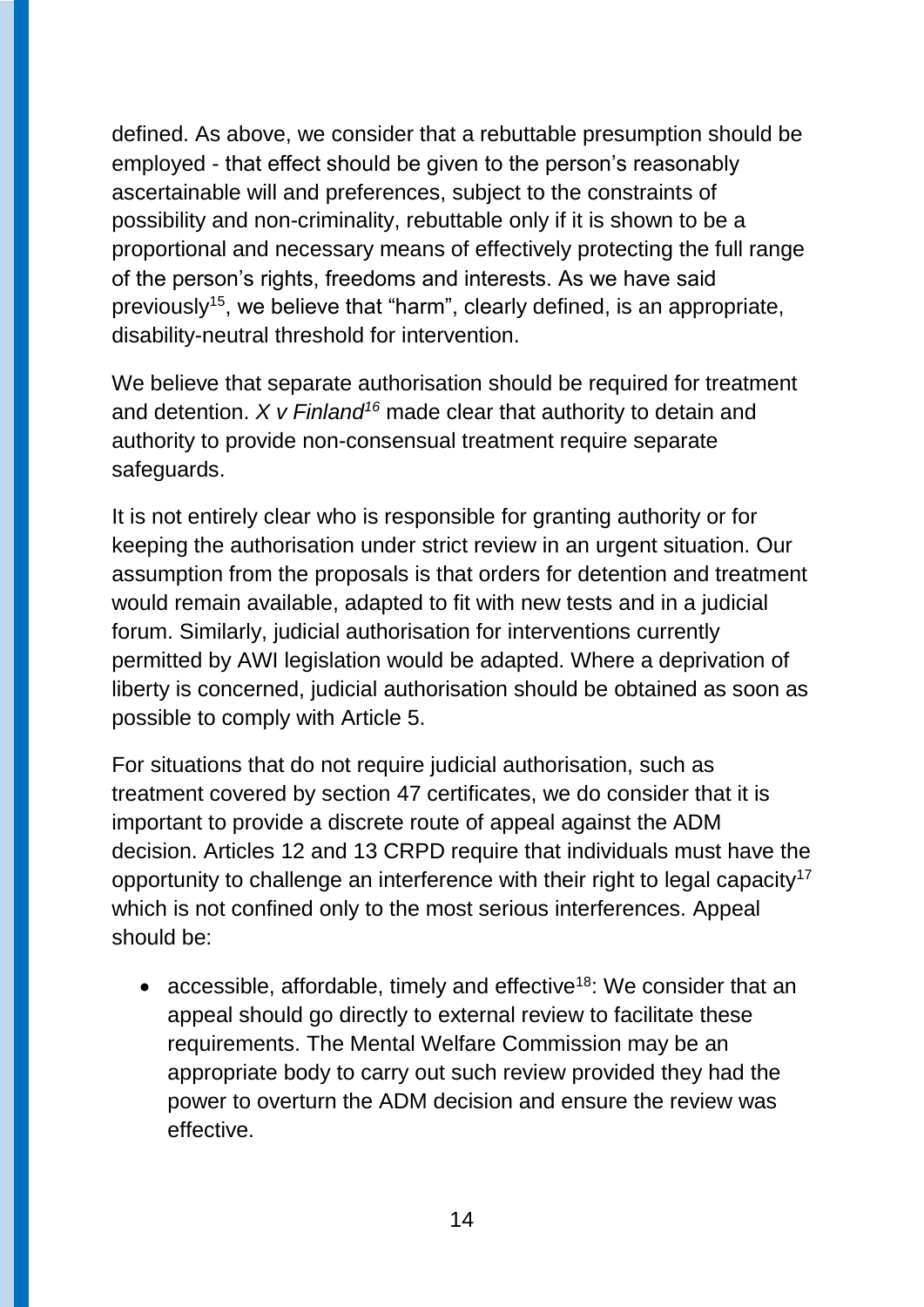defined. As above, we consider that a rebuttable presumption should be employed - that effect should be given to the person's reasonably ascertainable will and preferences, subject to the constraints of possibility and non-criminality, rebuttable only if it is shown to be a proportional and necessary means of effectively protecting the full range of the person's rights, freedoms and interests. As we have said previously[15], we believe that "harm", clearly defined, is an appropriate, disability-neutral threshold for intervention.

We believe that separate authorisation should be required for treatment and detention. *X v Finland*[16] made clear that authority to detain and authority to provide non-consensual treatment require separate safeguards.

It is not entirely clear who is responsible for granting authority or for keeping the authorisation under strict review in an urgent situation. Our assumption from the proposals is that orders for detention and treatment would remain available, adapted to fit with new tests and in a judicial forum. Similarly, judicial authorisation for interventions currently permitted by AWI legislation would be adapted. Where a deprivation of liberty is concerned, judicial authorisation should be obtained as soon as possible to comply with Article 5.

For situations that do not require judicial authorisation, such as treatment covered by section 47 certificates, we do consider that it is important to provide a discrete route of appeal against the ADM decision. Articles 12 and 13 CRPD require that individuals must have the opportunity to challenge an interference with their right to legal capacity[17] which is not confined only to the most serious interferences. Appeal should be:

- accessible, affordable, timely and effective[18]: We consider that an appeal should go directly to external review to facilitate these requirements. The Mental Welfare Commission may be an appropriate body to carry out such review provided they had the power to overturn the ADM decision and ensure the review was effective.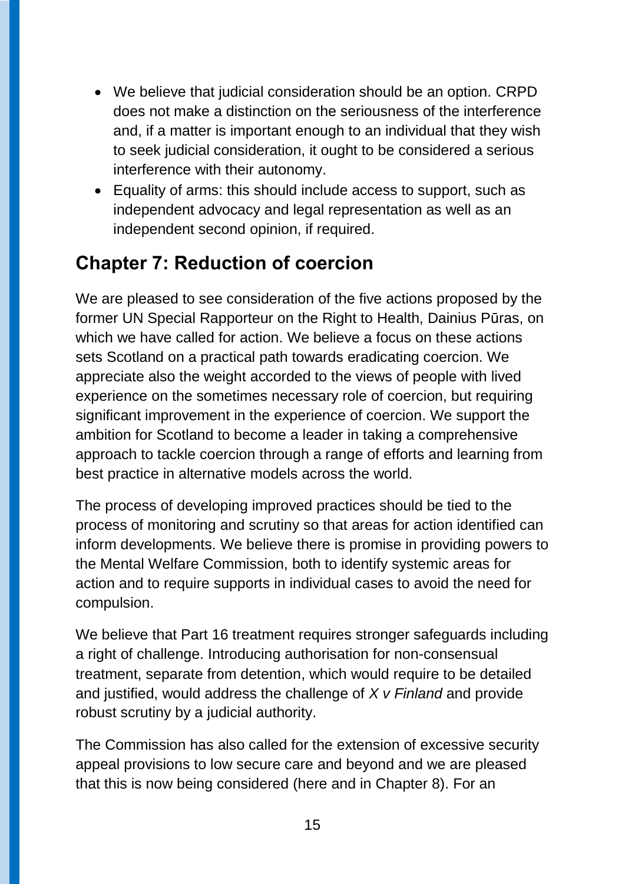- We believe that judicial consideration should be an option. CRPD does not make a distinction on the seriousness of the interference and, if a matter is important enough to an individual that they wish to seek judicial consideration, it ought to be considered a serious interference with their autonomy.
- Equality of arms: this should include access to support, such as independent advocacy and legal representation as well as an independent second opinion, if required.

## Chapter 7: Reduction of coercion

We are pleased to see consideration of the five actions proposed by the former UN Special Rapporteur on the Right to Health, Dainius Pūras, on which we have called for action. We believe a focus on these actions sets Scotland on a practical path towards eradicating coercion. We appreciate also the weight accorded to the views of people with lived experience on the sometimes necessary role of coercion, but requiring significant improvement in the experience of coercion. We support the ambition for Scotland to become a leader in taking a comprehensive approach to tackle coercion through a range of efforts and learning from best practice in alternative models across the world.

The process of developing improved practices should be tied to the process of monitoring and scrutiny so that areas for action identified can inform developments. We believe there is promise in providing powers to the Mental Welfare Commission, both to identify systemic areas for action and to require supports in individual cases to avoid the need for compulsion.

We believe that Part 16 treatment requires stronger safeguards including a right of challenge. Introducing authorisation for non-consensual treatment, separate from detention, which would require to be detailed and justified, would address the challenge of *X v Finland* and provide robust scrutiny by a judicial authority.

The Commission has also called for the extension of excessive security appeal provisions to low secure care and beyond and we are pleased that this is now being considered (here and in Chapter 8). For an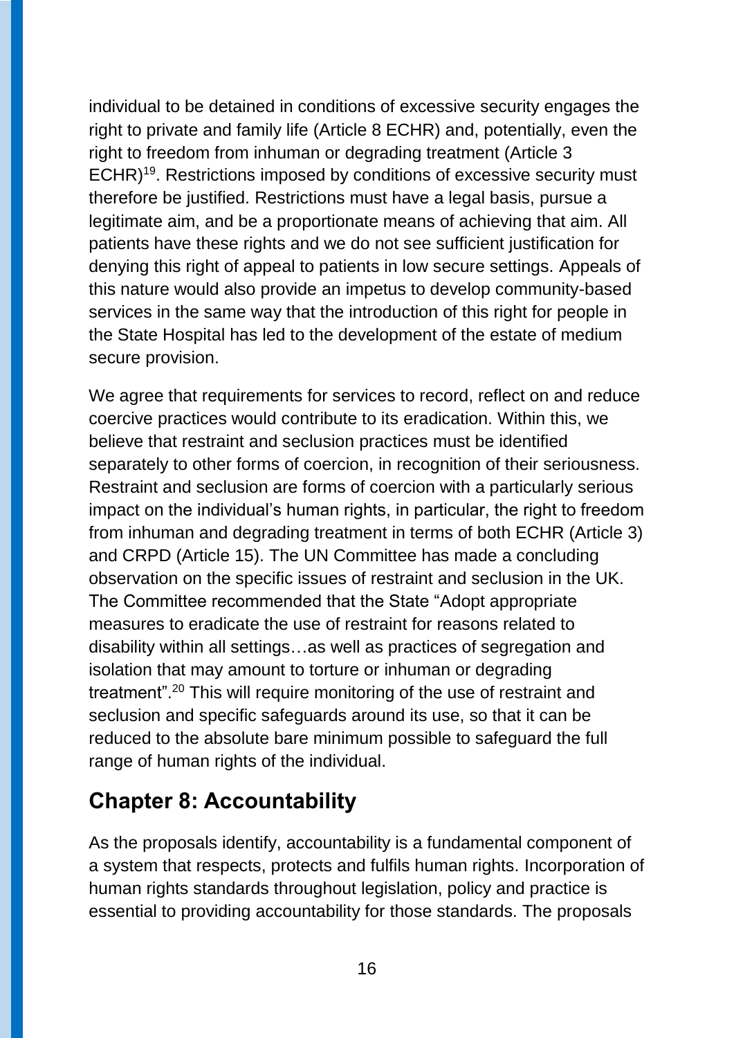individual to be detained in conditions of excessive security engages the right to private and family life (Article 8 ECHR) and, potentially, even the right to freedom from inhuman or degrading treatment (Article 3 ECHR)[19]. Restrictions imposed by conditions of excessive security must therefore be justified. Restrictions must have a legal basis, pursue a legitimate aim, and be a proportionate means of achieving that aim. All patients have these rights and we do not see sufficient justification for denying this right of appeal to patients in low secure settings. Appeals of this nature would also provide an impetus to develop community-based services in the same way that the introduction of this right for people in the State Hospital has led to the development of the estate of medium secure provision.

We agree that requirements for services to record, reflect on and reduce coercive practices would contribute to its eradication. Within this, we believe that restraint and seclusion practices must be identified separately to other forms of coercion, in recognition of their seriousness. Restraint and seclusion are forms of coercion with a particularly serious impact on the individual's human rights, in particular, the right to freedom from inhuman and degrading treatment in terms of both ECHR (Article 3) and CRPD (Article 15). The UN Committee has made a concluding observation on the specific issues of restraint and seclusion in the UK. The Committee recommended that the State "Adopt appropriate measures to eradicate the use of restraint for reasons related to disability within all settings…as well as practices of segregation and isolation that may amount to torture or inhuman or degrading treatment".[20] This will require monitoring of the use of restraint and seclusion and specific safeguards around its use, so that it can be reduced to the absolute bare minimum possible to safeguard the full range of human rights of the individual.

## Chapter 8: Accountability

As the proposals identify, accountability is a fundamental component of a system that respects, protects and fulfils human rights. Incorporation of human rights standards throughout legislation, policy and practice is essential to providing accountability for those standards. The proposals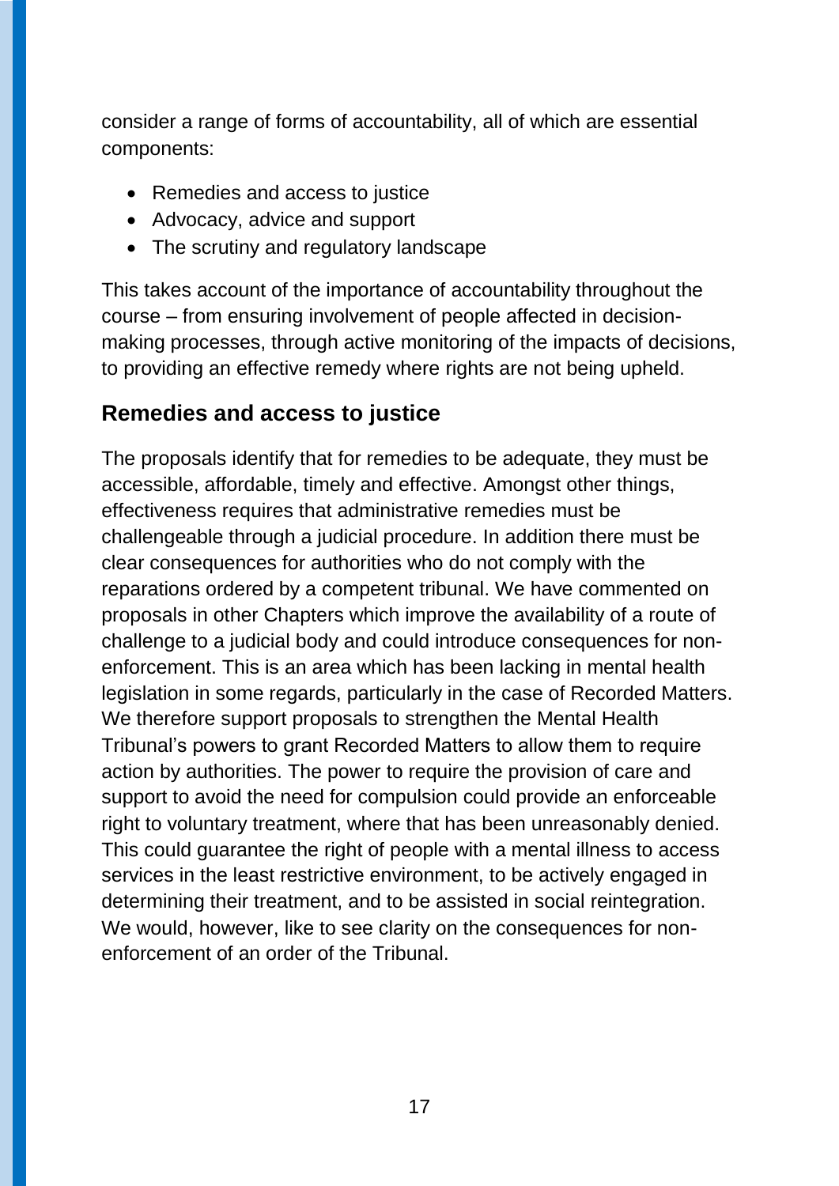consider a range of forms of accountability, all of which are essential components:

- Remedies and access to justice
- Advocacy, advice and support
- The scrutiny and regulatory landscape

This takes account of the importance of accountability throughout the course – from ensuring involvement of people affected in decision-making processes, through active monitoring of the impacts of decisions, to providing an effective remedy where rights are not being upheld.

## Remedies and access to justice

The proposals identify that for remedies to be adequate, they must be accessible, affordable, timely and effective. Amongst other things, effectiveness requires that administrative remedies must be challengeable through a judicial procedure. In addition there must be clear consequences for authorities who do not comply with the reparations ordered by a competent tribunal. We have commented on proposals in other Chapters which improve the availability of a route of challenge to a judicial body and could introduce consequences for non-enforcement. This is an area which has been lacking in mental health legislation in some regards, particularly in the case of Recorded Matters. We therefore support proposals to strengthen the Mental Health Tribunal's powers to grant Recorded Matters to allow them to require action by authorities. The power to require the provision of care and support to avoid the need for compulsion could provide an enforceable right to voluntary treatment, where that has been unreasonably denied. This could guarantee the right of people with a mental illness to access services in the least restrictive environment, to be actively engaged in determining their treatment, and to be assisted in social reintegration. We would, however, like to see clarity on the consequences for non-enforcement of an order of the Tribunal.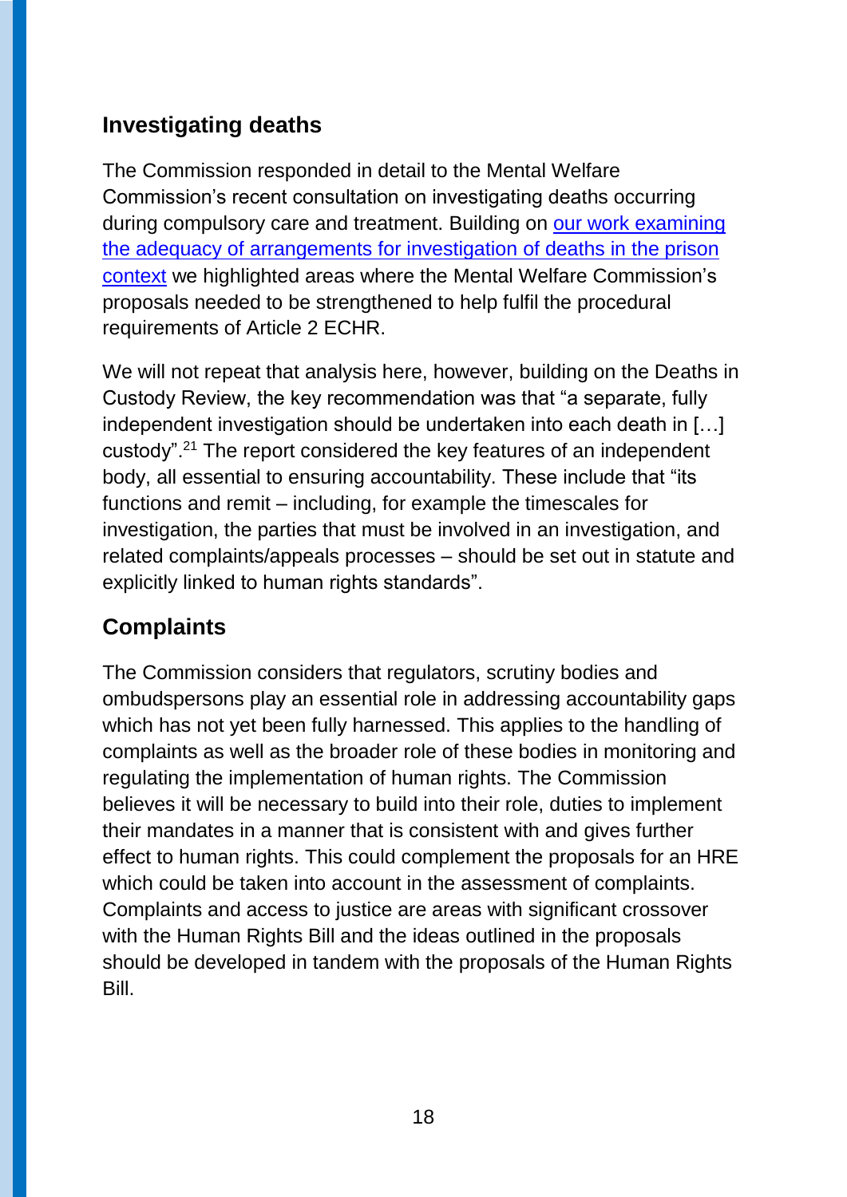## Investigating deaths

The Commission responded in detail to the Mental Welfare Commission's recent consultation on investigating deaths occurring during compulsory care and treatment. Building on [our work examining the adequacy of arrangements for investigation of deaths in the prison context]() we highlighted areas where the Mental Welfare Commission's proposals needed to be strengthened to help fulfil the procedural requirements of Article 2 ECHR.

We will not repeat that analysis here, however, building on the Deaths in Custody Review, the key recommendation was that "a separate, fully independent investigation should be undertaken into each death in […] custody".[21] The report considered the key features of an independent body, all essential to ensuring accountability. These include that "its functions and remit – including, for example the timescales for investigation, the parties that must be involved in an investigation, and related complaints/appeals processes – should be set out in statute and explicitly linked to human rights standards".

## Complaints

The Commission considers that regulators, scrutiny bodies and ombudspersons play an essential role in addressing accountability gaps which has not yet been fully harnessed. This applies to the handling of complaints as well as the broader role of these bodies in monitoring and regulating the implementation of human rights. The Commission believes it will be necessary to build into their role, duties to implement their mandates in a manner that is consistent with and gives further effect to human rights. This could complement the proposals for an HRE which could be taken into account in the assessment of complaints. Complaints and access to justice are areas with significant crossover with the Human Rights Bill and the ideas outlined in the proposals should be developed in tandem with the proposals of the Human Rights Bill.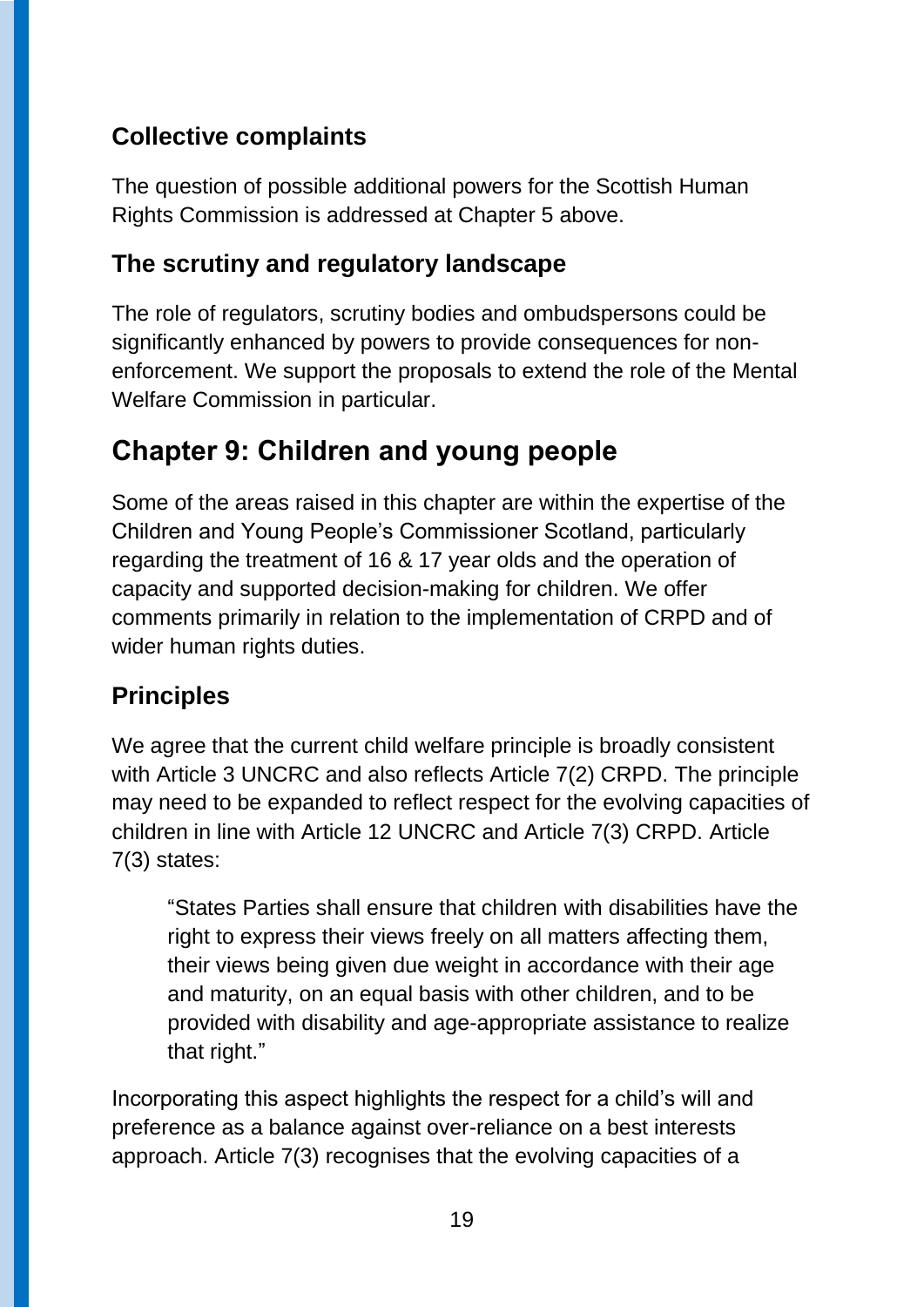### Collective complaints

The question of possible additional powers for the Scottish Human Rights Commission is addressed at Chapter 5 above.

### The scrutiny and regulatory landscape

The role of regulators, scrutiny bodies and ombudspersons could be significantly enhanced by powers to provide consequences for non-enforcement. We support the proposals to extend the role of the Mental Welfare Commission in particular.

## Chapter 9: Children and young people

Some of the areas raised in this chapter are within the expertise of the Children and Young People's Commissioner Scotland, particularly regarding the treatment of 16 & 17 year olds and the operation of capacity and supported decision-making for children. We offer comments primarily in relation to the implementation of CRPD and of wider human rights duties.

### Principles

We agree that the current child welfare principle is broadly consistent with Article 3 UNCRC and also reflects Article 7(2) CRPD. The principle may need to be expanded to reflect respect for the evolving capacities of children in line with Article 12 UNCRC and Article 7(3) CRPD. Article 7(3) states:

> "States Parties shall ensure that children with disabilities have the right to express their views freely on all matters affecting them, their views being given due weight in accordance with their age and maturity, on an equal basis with other children, and to be provided with disability and age-appropriate assistance to realize that right."

Incorporating this aspect highlights the respect for a child's will and preference as a balance against over-reliance on a best interests approach. Article 7(3) recognises that the evolving capacities of a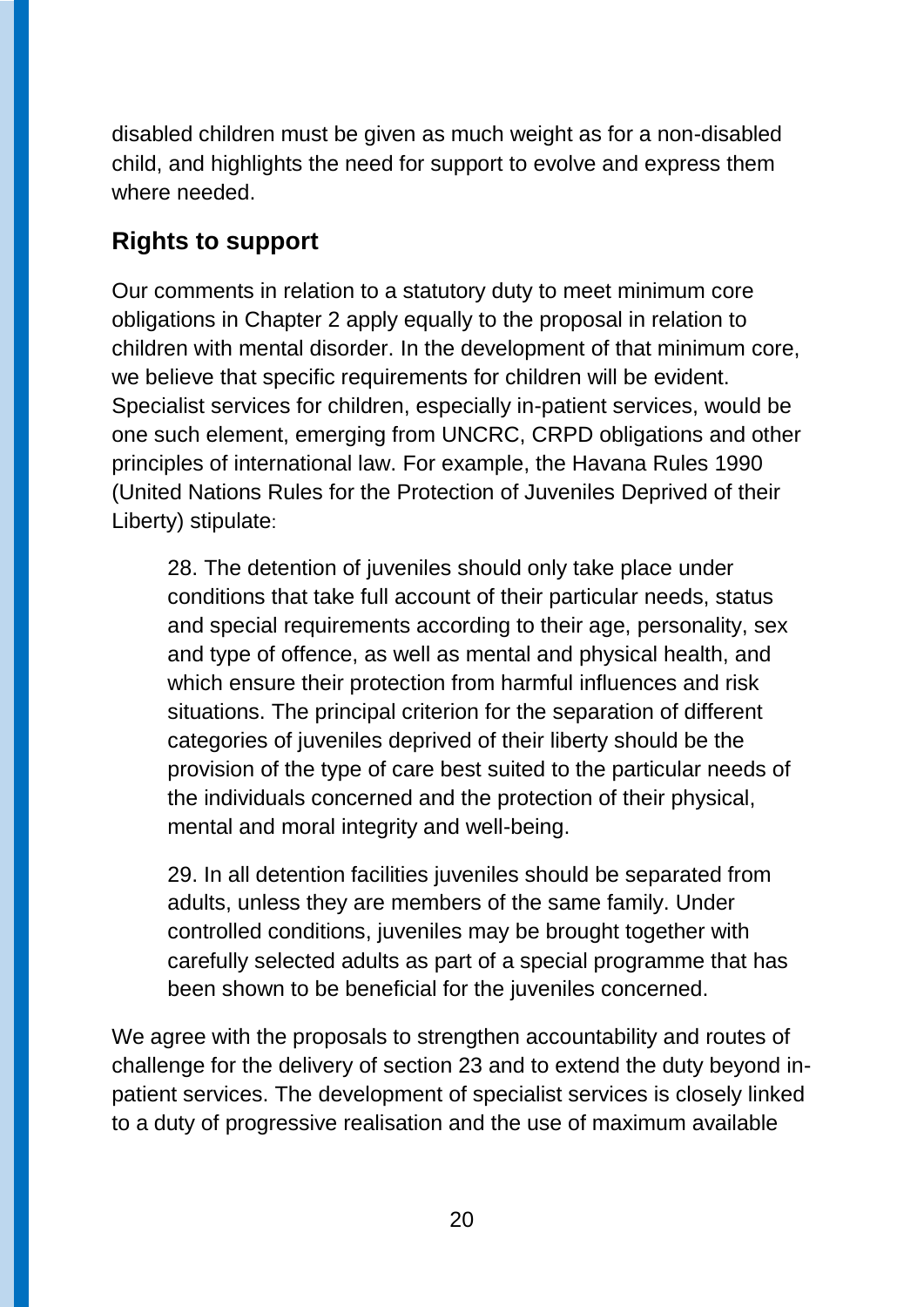disabled children must be given as much weight as for a non-disabled child, and highlights the need for support to evolve and express them where needed.

## Rights to support

Our comments in relation to a statutory duty to meet minimum core obligations in Chapter 2 apply equally to the proposal in relation to children with mental disorder. In the development of that minimum core, we believe that specific requirements for children will be evident. Specialist services for children, especially in-patient services, would be one such element, emerging from UNCRC, CRPD obligations and other principles of international law. For example, the Havana Rules 1990 (United Nations Rules for the Protection of Juveniles Deprived of their Liberty) stipulate:

> 28. The detention of juveniles should only take place under conditions that take full account of their particular needs, status and special requirements according to their age, personality, sex and type of offence, as well as mental and physical health, and which ensure their protection from harmful influences and risk situations. The principal criterion for the separation of different categories of juveniles deprived of their liberty should be the provision of the type of care best suited to the particular needs of the individuals concerned and the protection of their physical, mental and moral integrity and well-being.
>
> 29. In all detention facilities juveniles should be separated from adults, unless they are members of the same family. Under controlled conditions, juveniles may be brought together with carefully selected adults as part of a special programme that has been shown to be beneficial for the juveniles concerned.

We agree with the proposals to strengthen accountability and routes of challenge for the delivery of section 23 and to extend the duty beyond in-patient services. The development of specialist services is closely linked to a duty of progressive realisation and the use of maximum available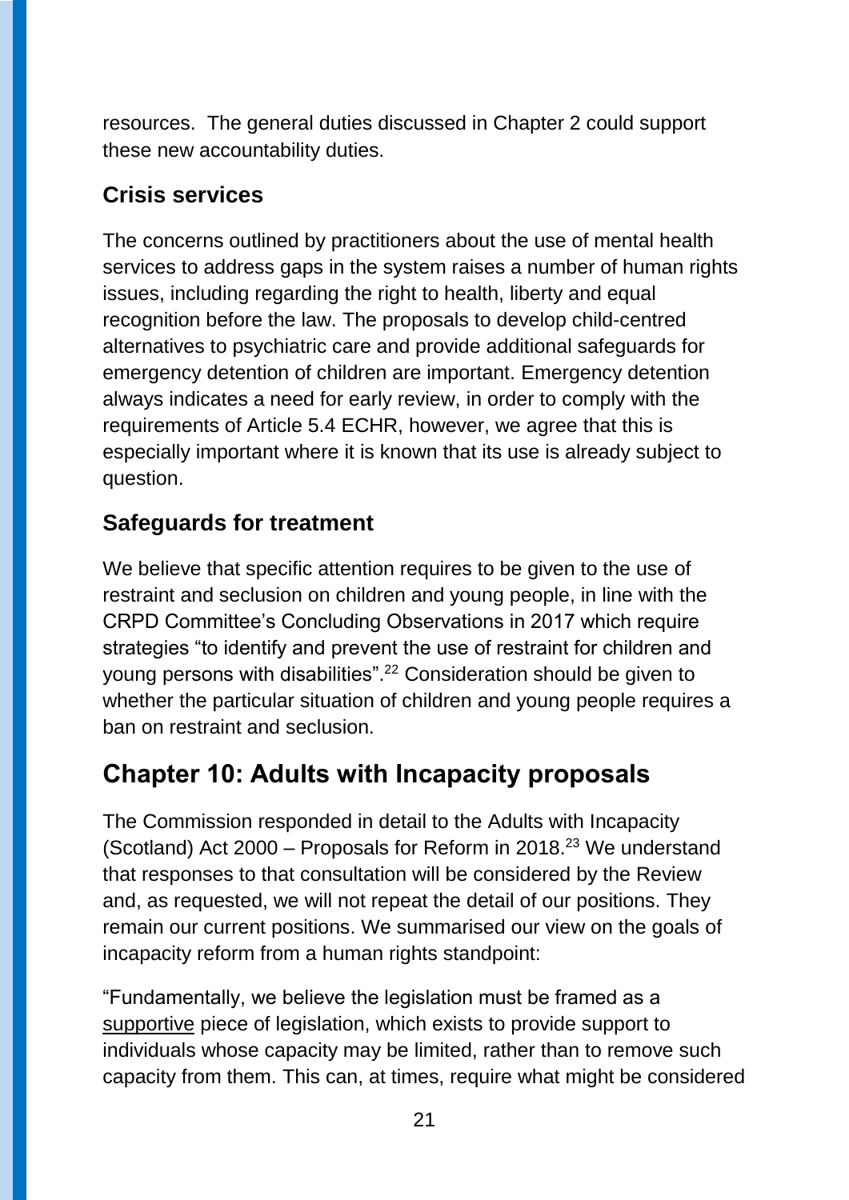resources. The general duties discussed in Chapter 2 could support these new accountability duties.

### Crisis services

The concerns outlined by practitioners about the use of mental health services to address gaps in the system raises a number of human rights issues, including regarding the right to health, liberty and equal recognition before the law. The proposals to develop child-centred alternatives to psychiatric care and provide additional safeguards for emergency detention of children are important. Emergency detention always indicates a need for early review, in order to comply with the requirements of Article 5.4 ECHR, however, we agree that this is especially important where it is known that its use is already subject to question.

### Safeguards for treatment

We believe that specific attention requires to be given to the use of restraint and seclusion on children and young people, in line with the CRPD Committee's Concluding Observations in 2017 which require strategies "to identify and prevent the use of restraint for children and young persons with disabilities".[22] Consideration should be given to whether the particular situation of children and young people requires a ban on restraint and seclusion.

## Chapter 10: Adults with Incapacity proposals

The Commission responded in detail to the Adults with Incapacity (Scotland) Act 2000 – Proposals for Reform in 2018.[23] We understand that responses to that consultation will be considered by the Review and, as requested, we will not repeat the detail of our positions. They remain our current positions. We summarised our view on the goals of incapacity reform from a human rights standpoint:

"Fundamentally, we believe the legislation must be framed as a supportive piece of legislation, which exists to provide support to individuals whose capacity may be limited, rather than to remove such capacity from them. This can, at times, require what might be considered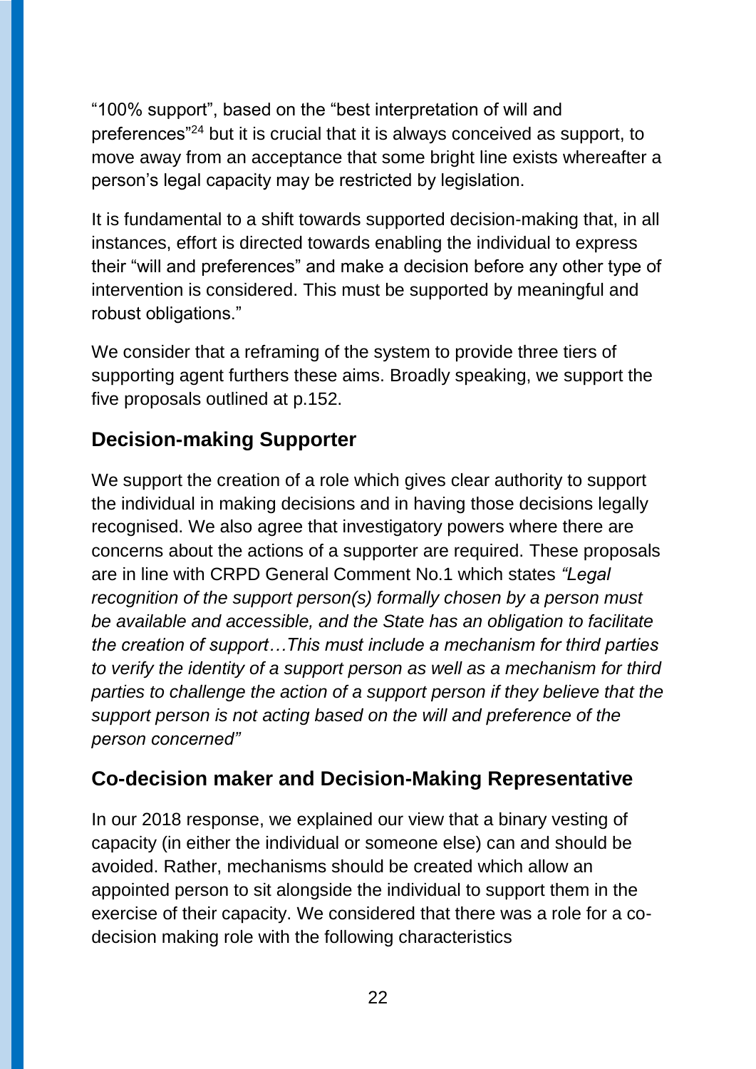"100% support", based on the "best interpretation of will and preferences"[24] but it is crucial that it is always conceived as support, to move away from an acceptance that some bright line exists whereafter a person's legal capacity may be restricted by legislation.

It is fundamental to a shift towards supported decision-making that, in all instances, effort is directed towards enabling the individual to express their "will and preferences" and make a decision before any other type of intervention is considered. This must be supported by meaningful and robust obligations."

We consider that a reframing of the system to provide three tiers of supporting agent furthers these aims. Broadly speaking, we support the five proposals outlined at p.152.

## Decision-making Supporter

We support the creation of a role which gives clear authority to support the individual in making decisions and in having those decisions legally recognised. We also agree that investigatory powers where there are concerns about the actions of a supporter are required. These proposals are in line with CRPD General Comment No.1 which states *"Legal recognition of the support person(s) formally chosen by a person must be available and accessible, and the State has an obligation to facilitate the creation of support…This must include a mechanism for third parties to verify the identity of a support person as well as a mechanism for third parties to challenge the action of a support person if they believe that the support person is not acting based on the will and preference of the person concerned"*

## Co-decision maker and Decision-Making Representative

In our 2018 response, we explained our view that a binary vesting of capacity (in either the individual or someone else) can and should be avoided. Rather, mechanisms should be created which allow an appointed person to sit alongside the individual to support them in the exercise of their capacity. We considered that there was a role for a co-decision making role with the following characteristics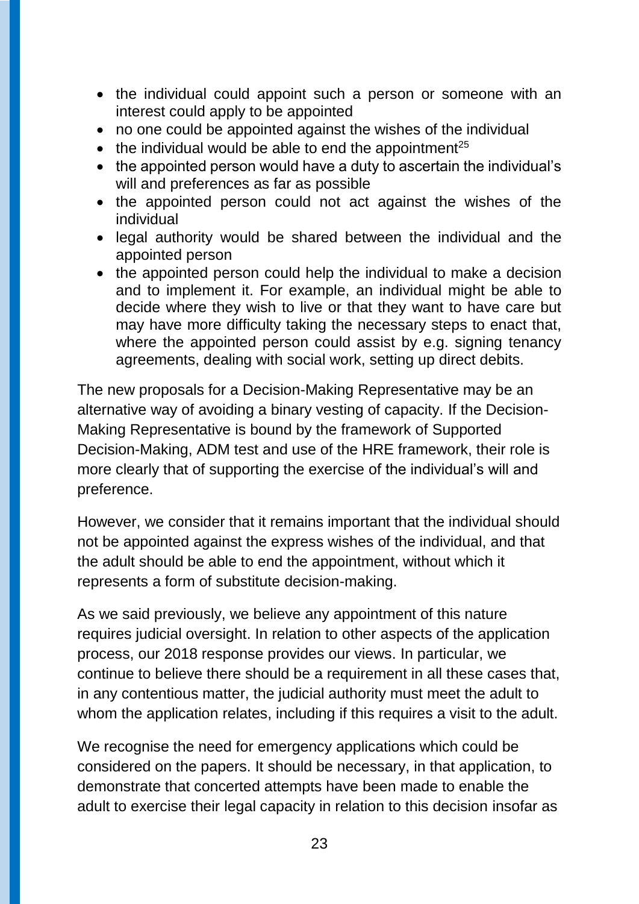- the individual could appoint such a person or someone with an interest could apply to be appointed
- no one could be appointed against the wishes of the individual
- the individual would be able to end the appointment[25]
- the appointed person would have a duty to ascertain the individual's will and preferences as far as possible
- the appointed person could not act against the wishes of the individual
- legal authority would be shared between the individual and the appointed person
- the appointed person could help the individual to make a decision and to implement it. For example, an individual might be able to decide where they wish to live or that they want to have care but may have more difficulty taking the necessary steps to enact that, where the appointed person could assist by e.g. signing tenancy agreements, dealing with social work, setting up direct debits.

The new proposals for a Decision-Making Representative may be an alternative way of avoiding a binary vesting of capacity. If the Decision-Making Representative is bound by the framework of Supported Decision-Making, ADM test and use of the HRE framework, their role is more clearly that of supporting the exercise of the individual's will and preference.

However, we consider that it remains important that the individual should not be appointed against the express wishes of the individual, and that the adult should be able to end the appointment, without which it represents a form of substitute decision-making.

As we said previously, we believe any appointment of this nature requires judicial oversight. In relation to other aspects of the application process, our 2018 response provides our views. In particular, we continue to believe there should be a requirement in all these cases that, in any contentious matter, the judicial authority must meet the adult to whom the application relates, including if this requires a visit to the adult.

We recognise the need for emergency applications which could be considered on the papers. It should be necessary, in that application, to demonstrate that concerted attempts have been made to enable the adult to exercise their legal capacity in relation to this decision insofar as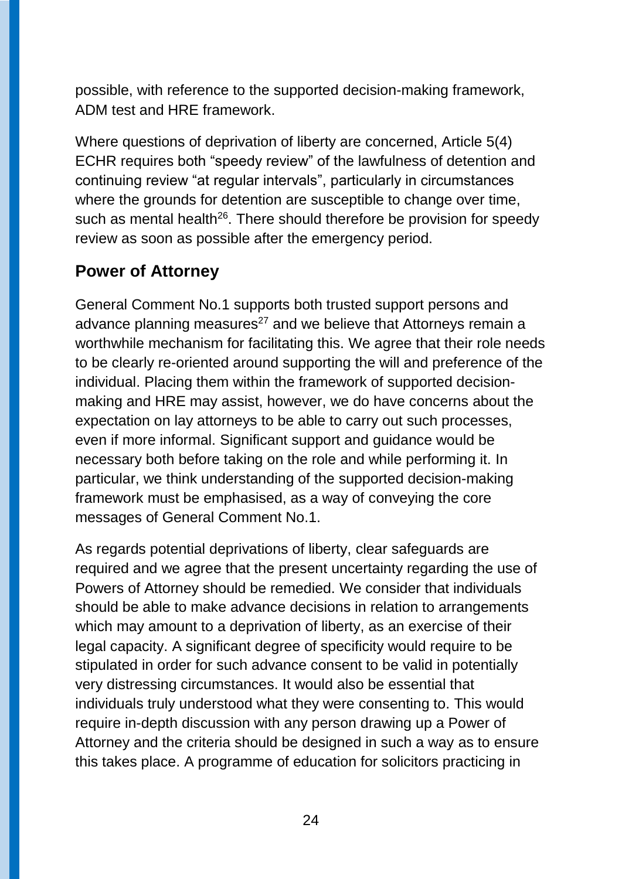possible, with reference to the supported decision-making framework, ADM test and HRE framework.

Where questions of deprivation of liberty are concerned, Article 5(4) ECHR requires both “speedy review” of the lawfulness of detention and continuing review “at regular intervals”, particularly in circumstances where the grounds for detention are susceptible to change over time, such as mental health[26]. There should therefore be provision for speedy review as soon as possible after the emergency period.

## Power of Attorney

General Comment No.1 supports both trusted support persons and advance planning measures[27] and we believe that Attorneys remain a worthwhile mechanism for facilitating this. We agree that their role needs to be clearly re-oriented around supporting the will and preference of the individual. Placing them within the framework of supported decision-making and HRE may assist, however, we do have concerns about the expectation on lay attorneys to be able to carry out such processes, even if more informal. Significant support and guidance would be necessary both before taking on the role and while performing it. In particular, we think understanding of the supported decision-making framework must be emphasised, as a way of conveying the core messages of General Comment No.1.

As regards potential deprivations of liberty, clear safeguards are required and we agree that the present uncertainty regarding the use of Powers of Attorney should be remedied. We consider that individuals should be able to make advance decisions in relation to arrangements which may amount to a deprivation of liberty, as an exercise of their legal capacity. A significant degree of specificity would require to be stipulated in order for such advance consent to be valid in potentially very distressing circumstances. It would also be essential that individuals truly understood what they were consenting to. This would require in-depth discussion with any person drawing up a Power of Attorney and the criteria should be designed in such a way as to ensure this takes place. A programme of education for solicitors practicing in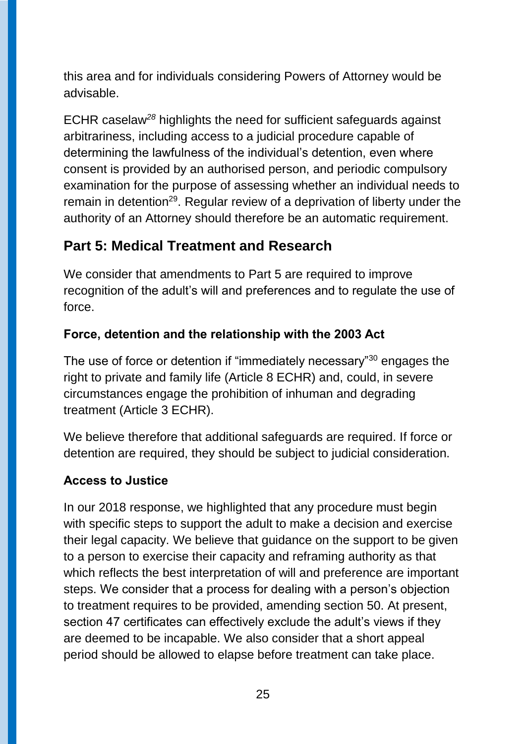this area and for individuals considering Powers of Attorney would be advisable.

ECHR caselaw[28] highlights the need for sufficient safeguards against arbitrariness, including access to a judicial procedure capable of determining the lawfulness of the individual's detention, even where consent is provided by an authorised person, and periodic compulsory examination for the purpose of assessing whether an individual needs to remain in detention[29]. Regular review of a deprivation of liberty under the authority of an Attorney should therefore be an automatic requirement.

## Part 5: Medical Treatment and Research

We consider that amendments to Part 5 are required to improve recognition of the adult's will and preferences and to regulate the use of force.

### Force, detention and the relationship with the 2003 Act

The use of force or detention if "immediately necessary"[30] engages the right to private and family life (Article 8 ECHR) and, could, in severe circumstances engage the prohibition of inhuman and degrading treatment (Article 3 ECHR).

We believe therefore that additional safeguards are required. If force or detention are required, they should be subject to judicial consideration.

### Access to Justice

In our 2018 response, we highlighted that any procedure must begin with specific steps to support the adult to make a decision and exercise their legal capacity. We believe that guidance on the support to be given to a person to exercise their capacity and reframing authority as that which reflects the best interpretation of will and preference are important steps. We consider that a process for dealing with a person's objection to treatment requires to be provided, amending section 50. At present, section 47 certificates can effectively exclude the adult's views if they are deemed to be incapable. We also consider that a short appeal period should be allowed to elapse before treatment can take place.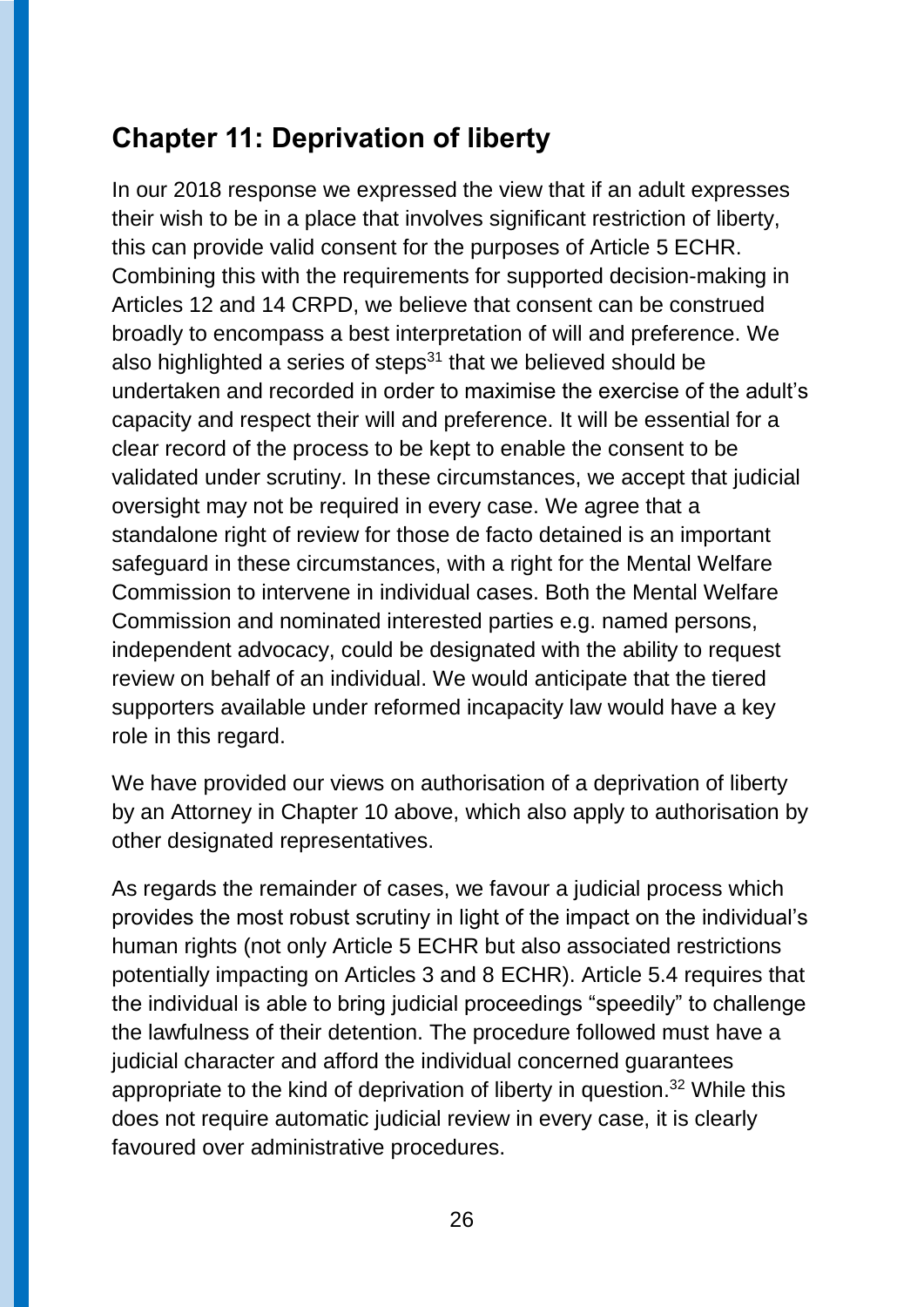## Chapter 11: Deprivation of liberty

In our 2018 response we expressed the view that if an adult expresses their wish to be in a place that involves significant restriction of liberty, this can provide valid consent for the purposes of Article 5 ECHR. Combining this with the requirements for supported decision-making in Articles 12 and 14 CRPD, we believe that consent can be construed broadly to encompass a best interpretation of will and preference. We also highlighted a series of steps[31] that we believed should be undertaken and recorded in order to maximise the exercise of the adult's capacity and respect their will and preference. It will be essential for a clear record of the process to be kept to enable the consent to be validated under scrutiny. In these circumstances, we accept that judicial oversight may not be required in every case. We agree that a standalone right of review for those de facto detained is an important safeguard in these circumstances, with a right for the Mental Welfare Commission to intervene in individual cases. Both the Mental Welfare Commission and nominated interested parties e.g. named persons, independent advocacy, could be designated with the ability to request review on behalf of an individual. We would anticipate that the tiered supporters available under reformed incapacity law would have a key role in this regard.

We have provided our views on authorisation of a deprivation of liberty by an Attorney in Chapter 10 above, which also apply to authorisation by other designated representatives.

As regards the remainder of cases, we favour a judicial process which provides the most robust scrutiny in light of the impact on the individual's human rights (not only Article 5 ECHR but also associated restrictions potentially impacting on Articles 3 and 8 ECHR). Article 5.4 requires that the individual is able to bring judicial proceedings "speedily" to challenge the lawfulness of their detention. The procedure followed must have a judicial character and afford the individual concerned guarantees appropriate to the kind of deprivation of liberty in question.[32] While this does not require automatic judicial review in every case, it is clearly favoured over administrative procedures.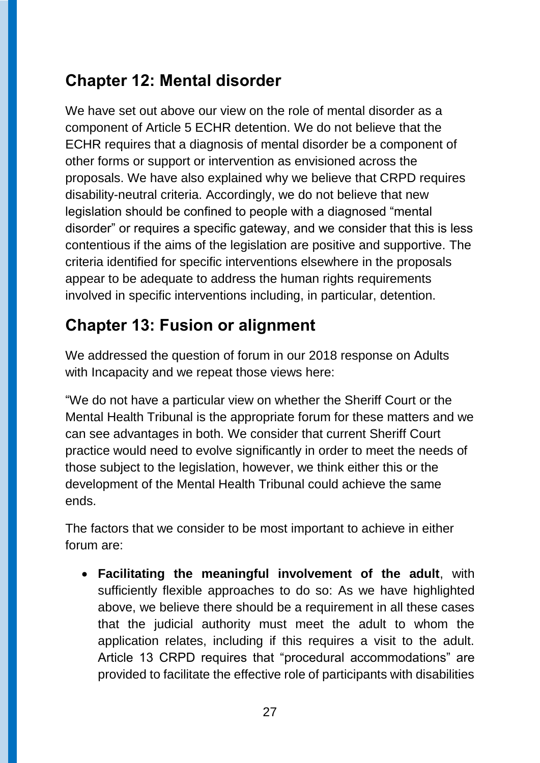## Chapter 12: Mental disorder

We have set out above our view on the role of mental disorder as a component of Article 5 ECHR detention. We do not believe that the ECHR requires that a diagnosis of mental disorder be a component of other forms or support or intervention as envisioned across the proposals. We have also explained why we believe that CRPD requires disability-neutral criteria. Accordingly, we do not believe that new legislation should be confined to people with a diagnosed “mental disorder” or requires a specific gateway, and we consider that this is less contentious if the aims of the legislation are positive and supportive. The criteria identified for specific interventions elsewhere in the proposals appear to be adequate to address the human rights requirements involved in specific interventions including, in particular, detention.

## Chapter 13: Fusion or alignment

We addressed the question of forum in our 2018 response on Adults with Incapacity and we repeat those views here:

“We do not have a particular view on whether the Sheriff Court or the Mental Health Tribunal is the appropriate forum for these matters and we can see advantages in both. We consider that current Sheriff Court practice would need to evolve significantly in order to meet the needs of those subject to the legislation, however, we think either this or the development of the Mental Health Tribunal could achieve the same ends.

The factors that we consider to be most important to achieve in either forum are:

- **Facilitating the meaningful involvement of the adult**, with sufficiently flexible approaches to do so: As we have highlighted above, we believe there should be a requirement in all these cases that the judicial authority must meet the adult to whom the application relates, including if this requires a visit to the adult. Article 13 CRPD requires that “procedural accommodations” are provided to facilitate the effective role of participants with disabilities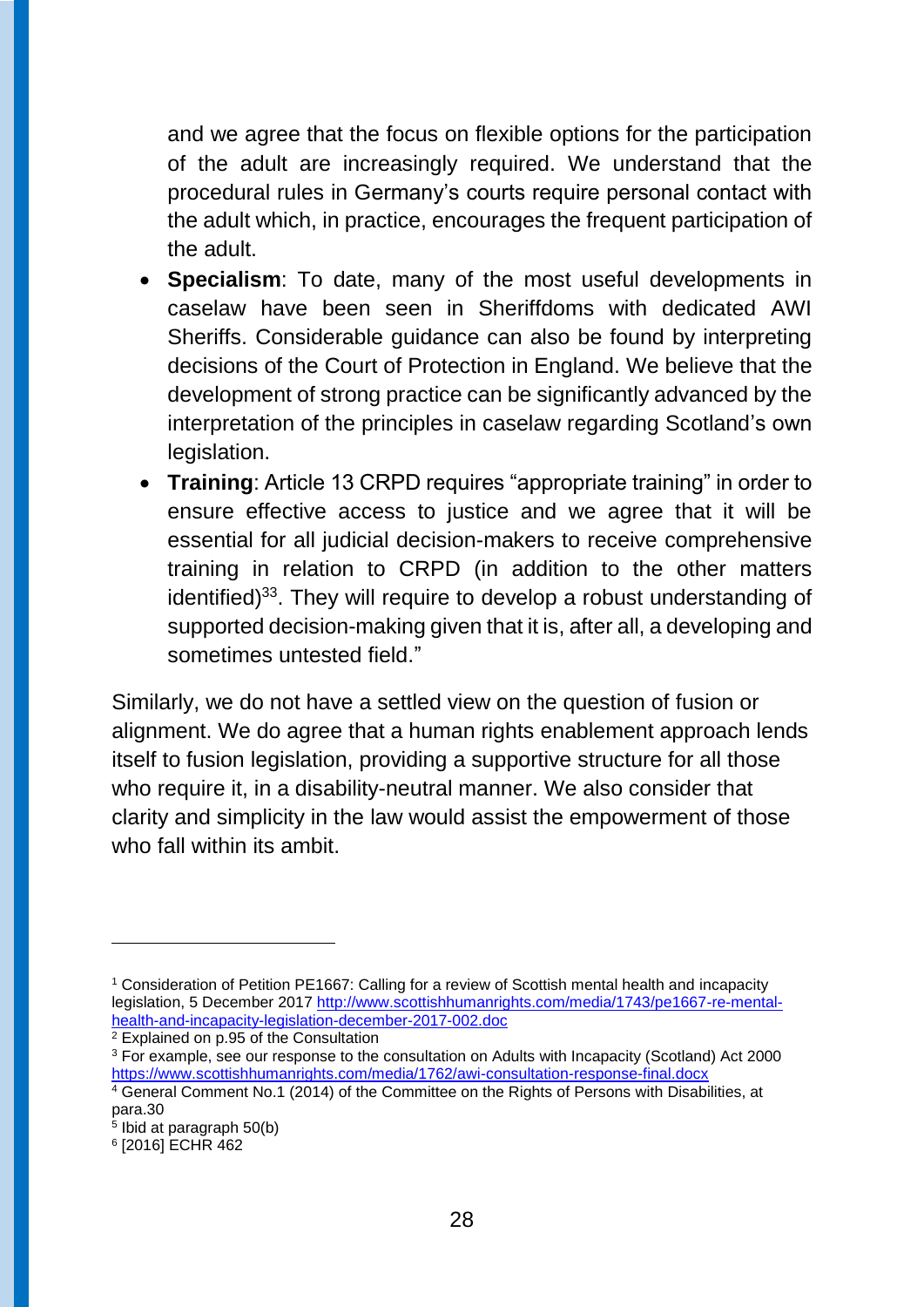and we agree that the focus on flexible options for the participation of the adult are increasingly required. We understand that the procedural rules in Germany's courts require personal contact with the adult which, in practice, encourages the frequent participation of the adult.

- **Specialism**: To date, many of the most useful developments in caselaw have been seen in Sheriffdoms with dedicated AWI Sheriffs. Considerable guidance can also be found by interpreting decisions of the Court of Protection in England. We believe that the development of strong practice can be significantly advanced by the interpretation of the principles in caselaw regarding Scotland's own legislation.
- **Training**: Article 13 CRPD requires "appropriate training" in order to ensure effective access to justice and we agree that it will be essential for all judicial decision-makers to receive comprehensive training in relation to CRPD (in addition to the other matters identified)[33]. They will require to develop a robust understanding of supported decision-making given that it is, after all, a developing and sometimes untested field."

Similarly, we do not have a settled view on the question of fusion or alignment. We do agree that a human rights enablement approach lends itself to fusion legislation, providing a supportive structure for all those who require it, in a disability-neutral manner. We also consider that clarity and simplicity in the law would assist the empowerment of those who fall within its ambit.

---

[1] Consideration of Petition PE1667: Calling for a review of Scottish mental health and incapacity legislation, 5 December 2017 http://www.scottishhumanrights.com/media/1743/pe1667-re-mental-health-and-incapacity-legislation-december-2017-002.doc

[2] Explained on p.95 of the Consultation

[3] For example, see our response to the consultation on Adults with Incapacity (Scotland) Act 2000 https://www.scottishhumanrights.com/media/1762/awi-consultation-response-final.docx

[4] General Comment No.1 (2014) of the Committee on the Rights of Persons with Disabilities, at para.30

[5] Ibid at paragraph 50(b)

[6] [2016] ECHR 462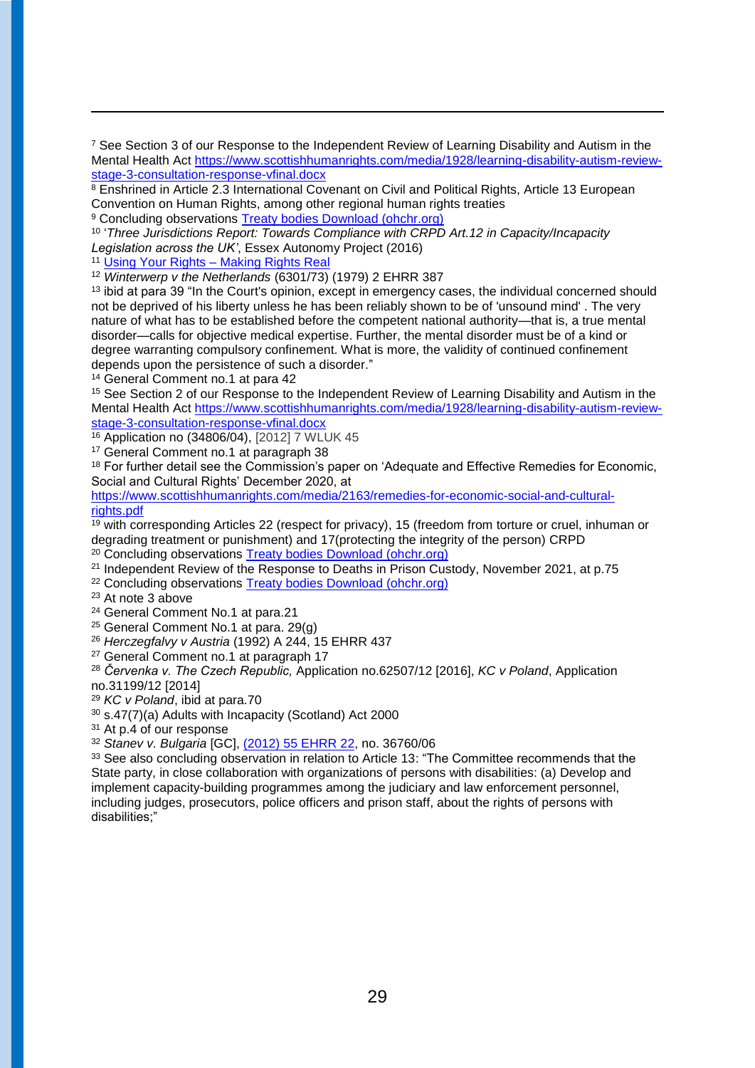[7] See Section 3 of our Response to the Independent Review of Learning Disability and Autism in the Mental Health Act https://www.scottishhumanrights.com/media/1928/learning-disability-autism-review-stage-3-consultation-response-vfinal.docx

[8] Enshrined in Article 2.3 International Covenant on Civil and Political Rights, Article 13 European Convention on Human Rights, among other regional human rights treaties

[9] Concluding observations Treaty bodies Download (ohchr.org)

[10] '*Three Jurisdictions Report: Towards Compliance with CRPD Art.12 in Capacity/Incapacity Legislation across the UK*', Essex Autonomy Project (2016)

[11] Using Your Rights – Making Rights Real

[12] *Winterwerp v the Netherlands* (6301/73) (1979) 2 EHRR 387

[13] ibid at para 39 "In the Court's opinion, except in emergency cases, the individual concerned should not be deprived of his liberty unless he has been reliably shown to be of 'unsound mind' . The very nature of what has to be established before the competent national authority—that is, a true mental disorder—calls for objective medical expertise. Further, the mental disorder must be of a kind or degree warranting compulsory confinement. What is more, the validity of continued confinement depends upon the persistence of such a disorder."

[14] General Comment no.1 at para 42

[15] See Section 2 of our Response to the Independent Review of Learning Disability and Autism in the Mental Health Act https://www.scottishhumanrights.com/media/1928/learning-disability-autism-review-stage-3-consultation-response-vfinal.docx

[16] Application no (34806/04), [2012] 7 WLUK 45

[17] General Comment no.1 at paragraph 38

[18] For further detail see the Commission's paper on 'Adequate and Effective Remedies for Economic, Social and Cultural Rights' December 2020, at https://www.scottishhumanrights.com/media/2163/remedies-for-economic-social-and-cultural-rights.pdf

[19] with corresponding Articles 22 (respect for privacy), 15 (freedom from torture or cruel, inhuman or degrading treatment or punishment) and 17(protecting the integrity of the person) CRPD

[20] Concluding observations Treaty bodies Download (ohchr.org)

[21] Independent Review of the Response to Deaths in Prison Custody, November 2021, at p.75

[22] Concluding observations Treaty bodies Download (ohchr.org)

[23] At note 3 above

[24] General Comment No.1 at para.21

[25] General Comment No.1 at para. 29(g)

[26] *Herczegfalvy v Austria* (1992) A 244, 15 EHRR 437

[27] General Comment no.1 at paragraph 17

[28] *Červenka v. The Czech Republic,* Application no.62507/12 [2016], *KC v Poland*, Application no.31199/12 [2014]

[29] *KC v Poland*, ibid at para.70

[30] s.47(7)(a) Adults with Incapacity (Scotland) Act 2000

[31] At p.4 of our response

[32] *Stanev v. Bulgaria* [GC], (2012) 55 EHRR 22, no. 36760/06

[33] See also concluding observation in relation to Article 13: "The Committee recommends that the State party, in close collaboration with organizations of persons with disabilities: (a) Develop and implement capacity-building programmes among the judiciary and law enforcement personnel, including judges, prosecutors, police officers and prison staff, about the rights of persons with disabilities;"